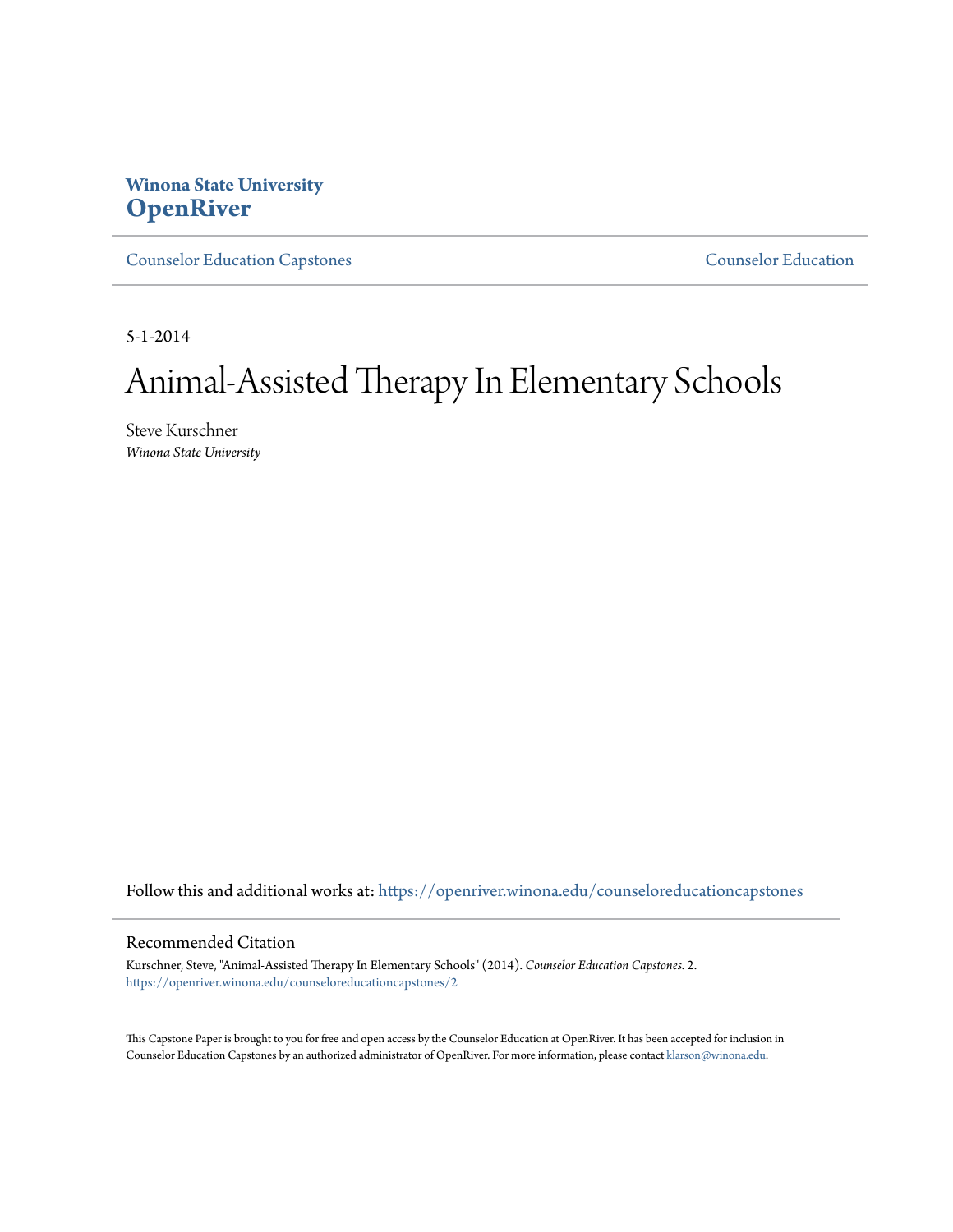**Winona State University**
# OpenRiver

Counselor Education Capstones | Counselor Education

5-1-2014

# Animal-Assisted Therapy In Elementary Schools

Steve Kurschner
*Winona State University*

Follow this and additional works at: https://openriver.winona.edu/counseloreducationcapstones

## Recommended Citation

Kurschner, Steve, "Animal-Assisted Therapy In Elementary Schools" (2014). *Counselor Education Capstones*. 2.
https://openriver.winona.edu/counseloreducationcapstones/2

This Capstone Paper is brought to you for free and open access by the Counselor Education at OpenRiver. It has been accepted for inclusion in Counselor Education Capstones by an authorized administrator of OpenRiver. For more information, please contact klarson@winona.edu.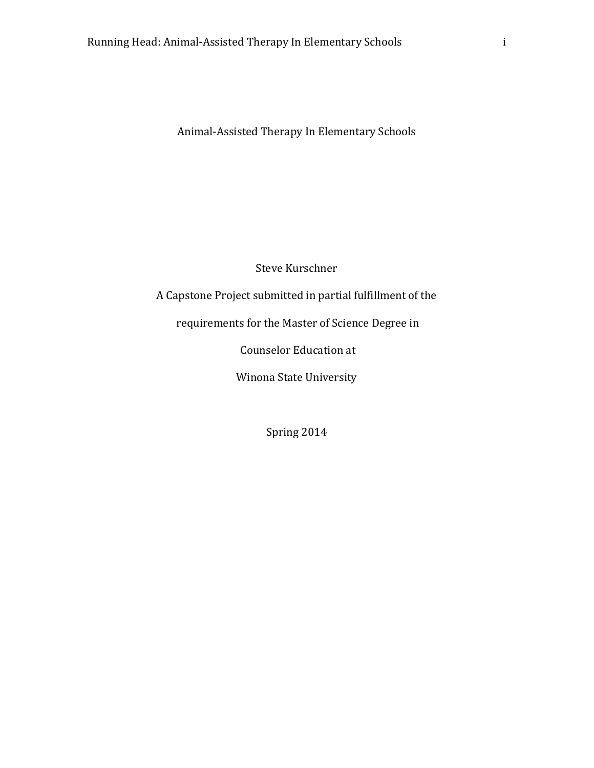# Animal-Assisted Therapy In Elementary Schools

Steve Kurschner

A Capstone Project submitted in partial fulfillment of the

requirements for the Master of Science Degree in

Counselor Education at

Winona State University

Spring 2014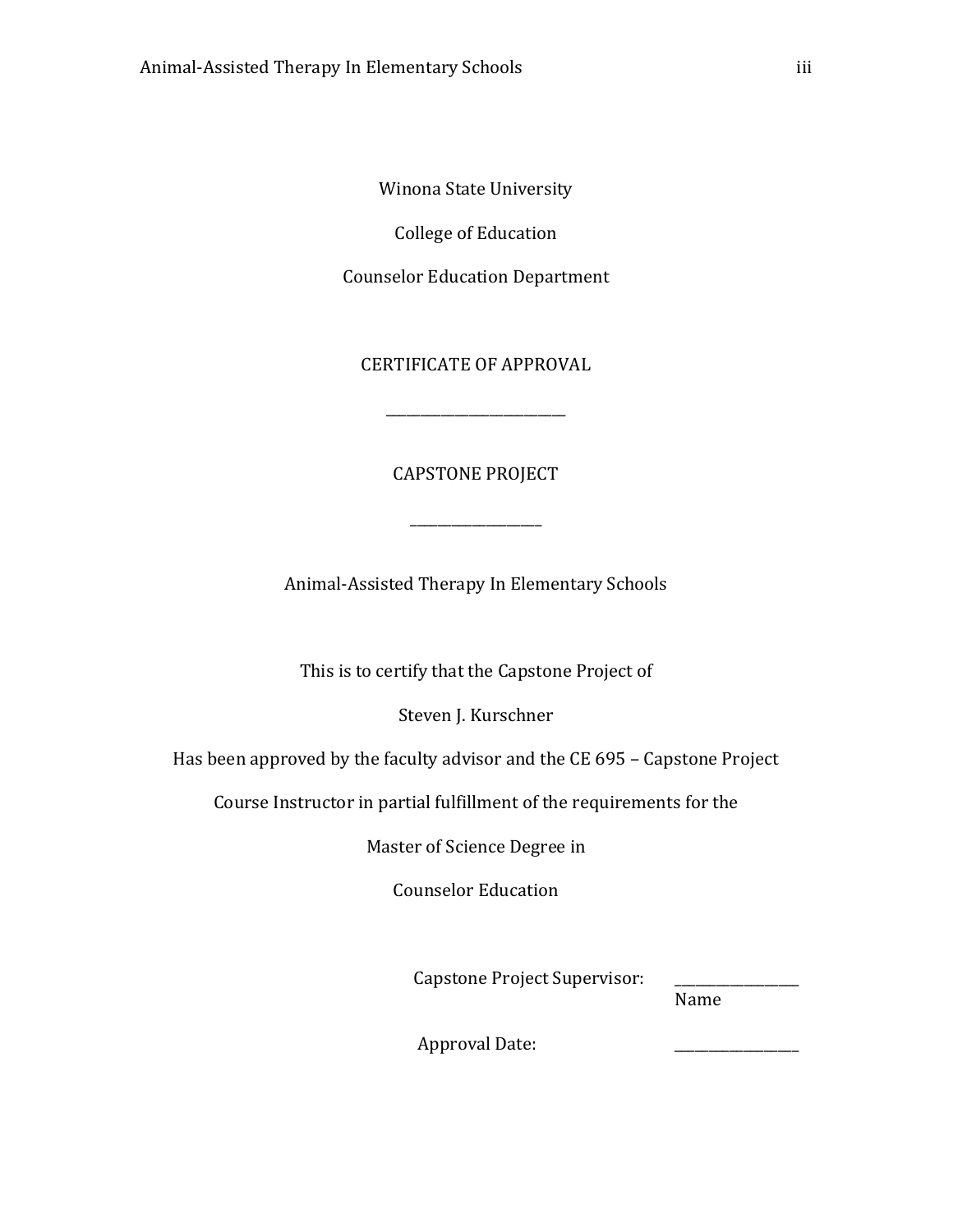Winona State University

College of Education

Counselor Education Department

CERTIFICATE OF APPROVAL

___________________________

CAPSTONE PROJECT

____________________

Animal-Assisted Therapy In Elementary Schools

This is to certify that the Capstone Project of

Steven J. Kurschner

Has been approved by the faculty advisor and the CE 695 – Capstone Project

Course Instructor in partial fulfillment of the requirements for the

Master of Science Degree in

Counselor Education

Capstone Project Supervisor: ___________________
Name

Approval Date: ___________________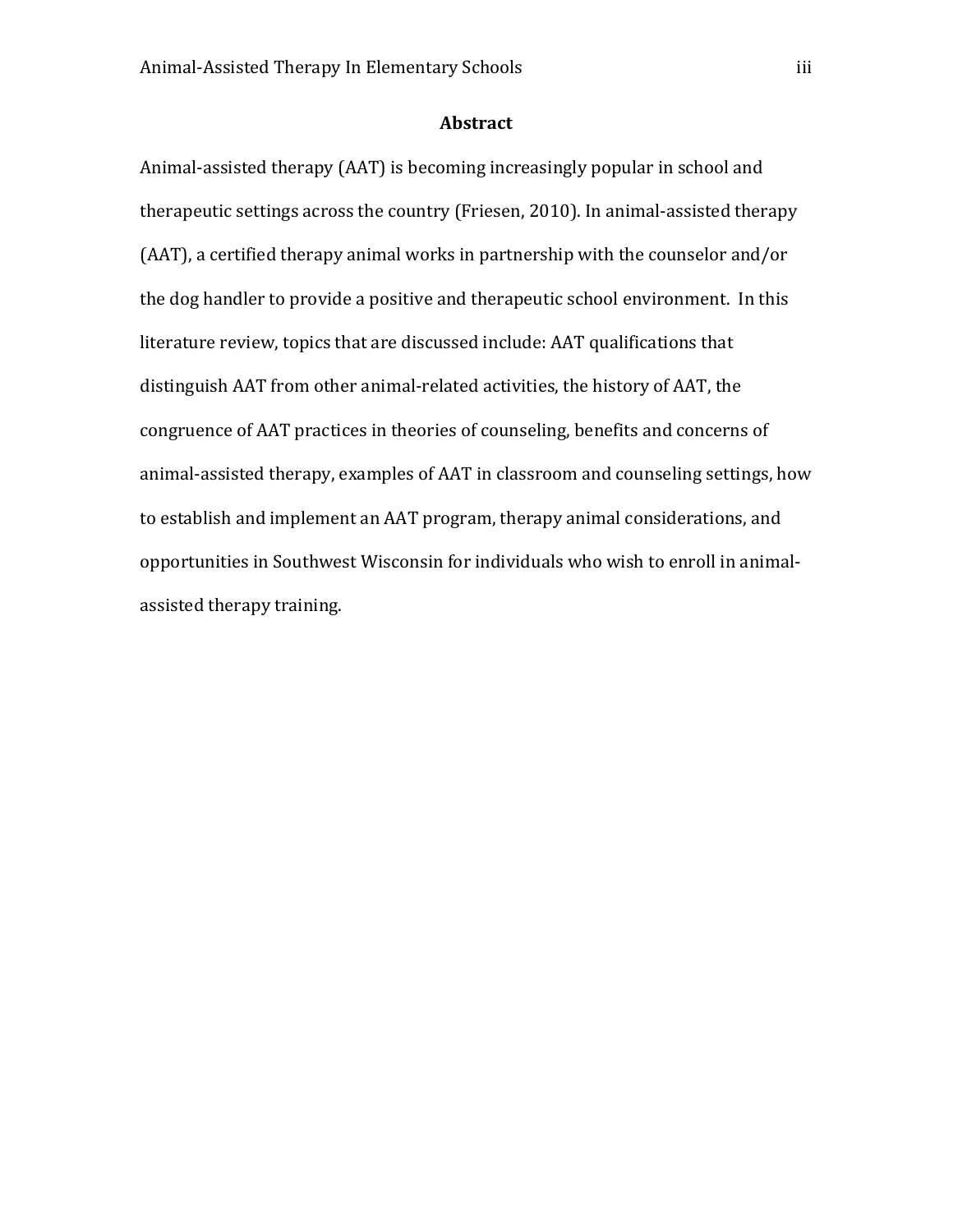## Abstract

Animal-assisted therapy (AAT) is becoming increasingly popular in school and therapeutic settings across the country (Friesen, 2010). In animal-assisted therapy (AAT), a certified therapy animal works in partnership with the counselor and/or the dog handler to provide a positive and therapeutic school environment. In this literature review, topics that are discussed include: AAT qualifications that distinguish AAT from other animal-related activities, the history of AAT, the congruence of AAT practices in theories of counseling, benefits and concerns of animal-assisted therapy, examples of AAT in classroom and counseling settings, how to establish and implement an AAT program, therapy animal considerations, and opportunities in Southwest Wisconsin for individuals who wish to enroll in animal-assisted therapy training.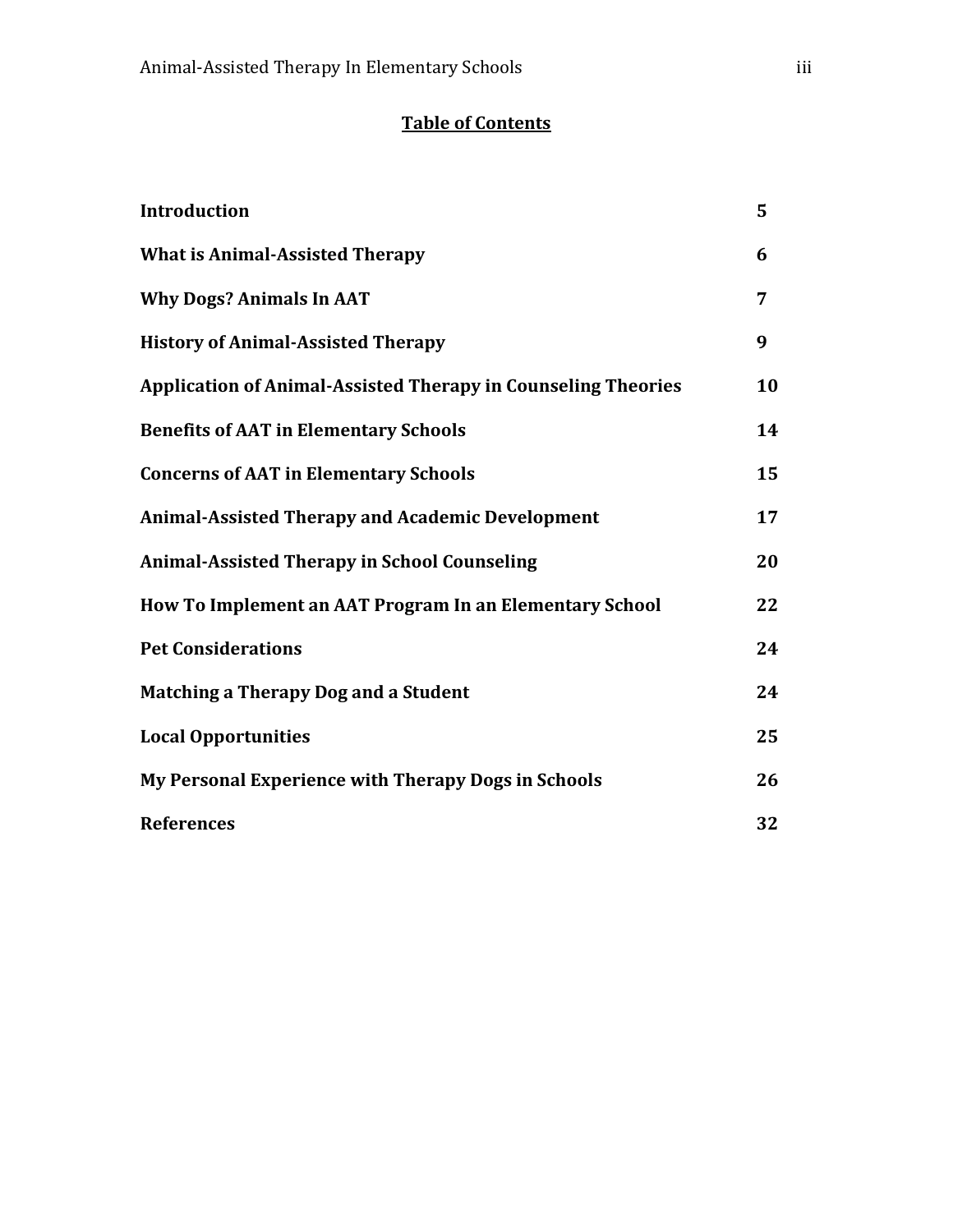## Table of Contents

| | |
|---|---|
| **Introduction** | **5** |
| **What is Animal-Assisted Therapy** | **6** |
| **Why Dogs? Animals In AAT** | **7** |
| **History of Animal-Assisted Therapy** | **9** |
| **Application of Animal-Assisted Therapy in Counseling Theories** | **10** |
| **Benefits of AAT in Elementary Schools** | **14** |
| **Concerns of AAT in Elementary Schools** | **15** |
| **Animal-Assisted Therapy and Academic Development** | **17** |
| **Animal-Assisted Therapy in School Counseling** | **20** |
| **How To Implement an AAT Program In an Elementary School** | **22** |
| **Pet Considerations** | **24** |
| **Matching a Therapy Dog and a Student** | **24** |
| **Local Opportunities** | **25** |
| **My Personal Experience with Therapy Dogs in Schools** | **26** |
| **References** | **32** |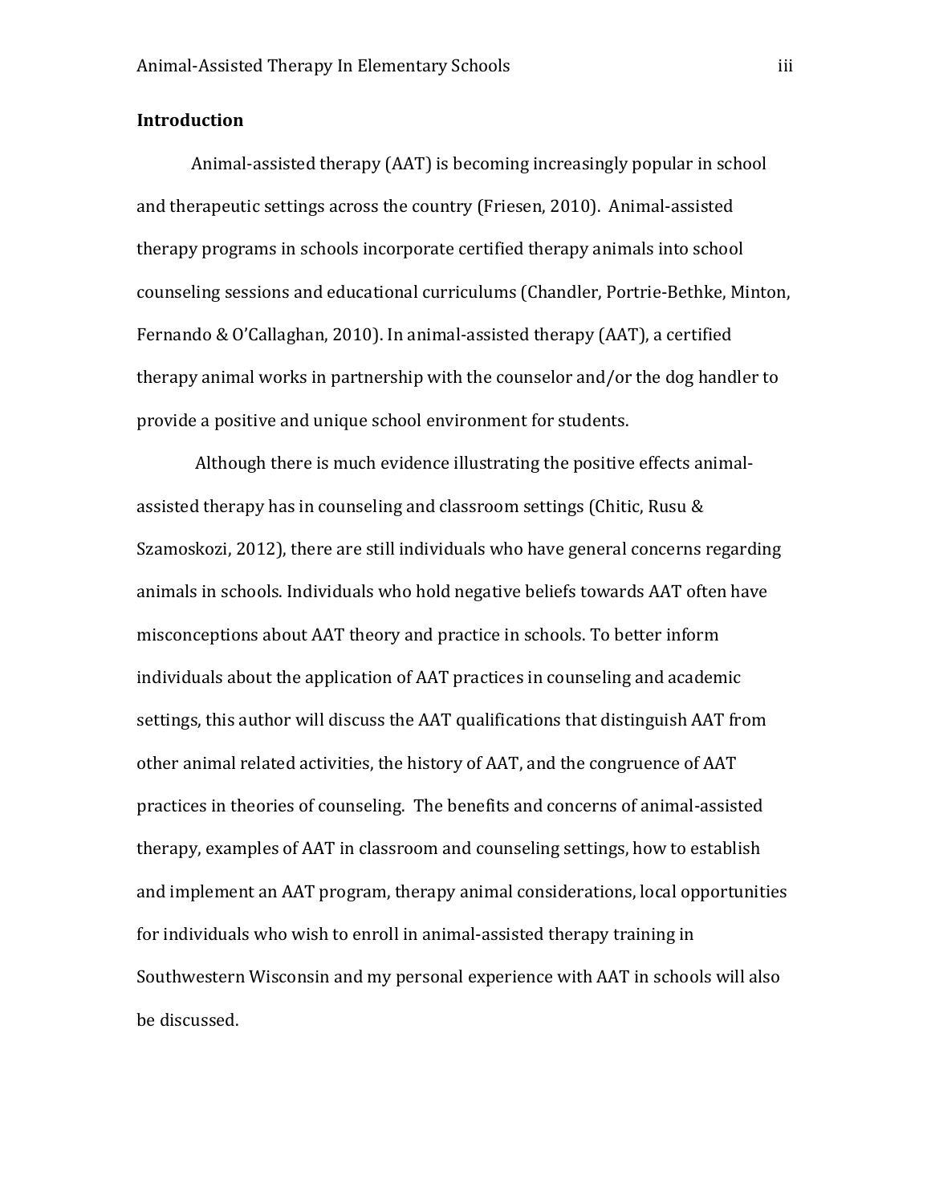**Introduction**

Animal-assisted therapy (AAT) is becoming increasingly popular in school and therapeutic settings across the country (Friesen, 2010). Animal-assisted therapy programs in schools incorporate certified therapy animals into school counseling sessions and educational curriculums (Chandler, Portrie-Bethke, Minton, Fernando & O'Callaghan, 2010). In animal-assisted therapy (AAT), a certified therapy animal works in partnership with the counselor and/or the dog handler to provide a positive and unique school environment for students.

Although there is much evidence illustrating the positive effects animal-assisted therapy has in counseling and classroom settings (Chitic, Rusu & Szamoskozi, 2012), there are still individuals who have general concerns regarding animals in schools. Individuals who hold negative beliefs towards AAT often have misconceptions about AAT theory and practice in schools. To better inform individuals about the application of AAT practices in counseling and academic settings, this author will discuss the AAT qualifications that distinguish AAT from other animal related activities, the history of AAT, and the congruence of AAT practices in theories of counseling. The benefits and concerns of animal-assisted therapy, examples of AAT in classroom and counseling settings, how to establish and implement an AAT program, therapy animal considerations, local opportunities for individuals who wish to enroll in animal-assisted therapy training in Southwestern Wisconsin and my personal experience with AAT in schools will also be discussed.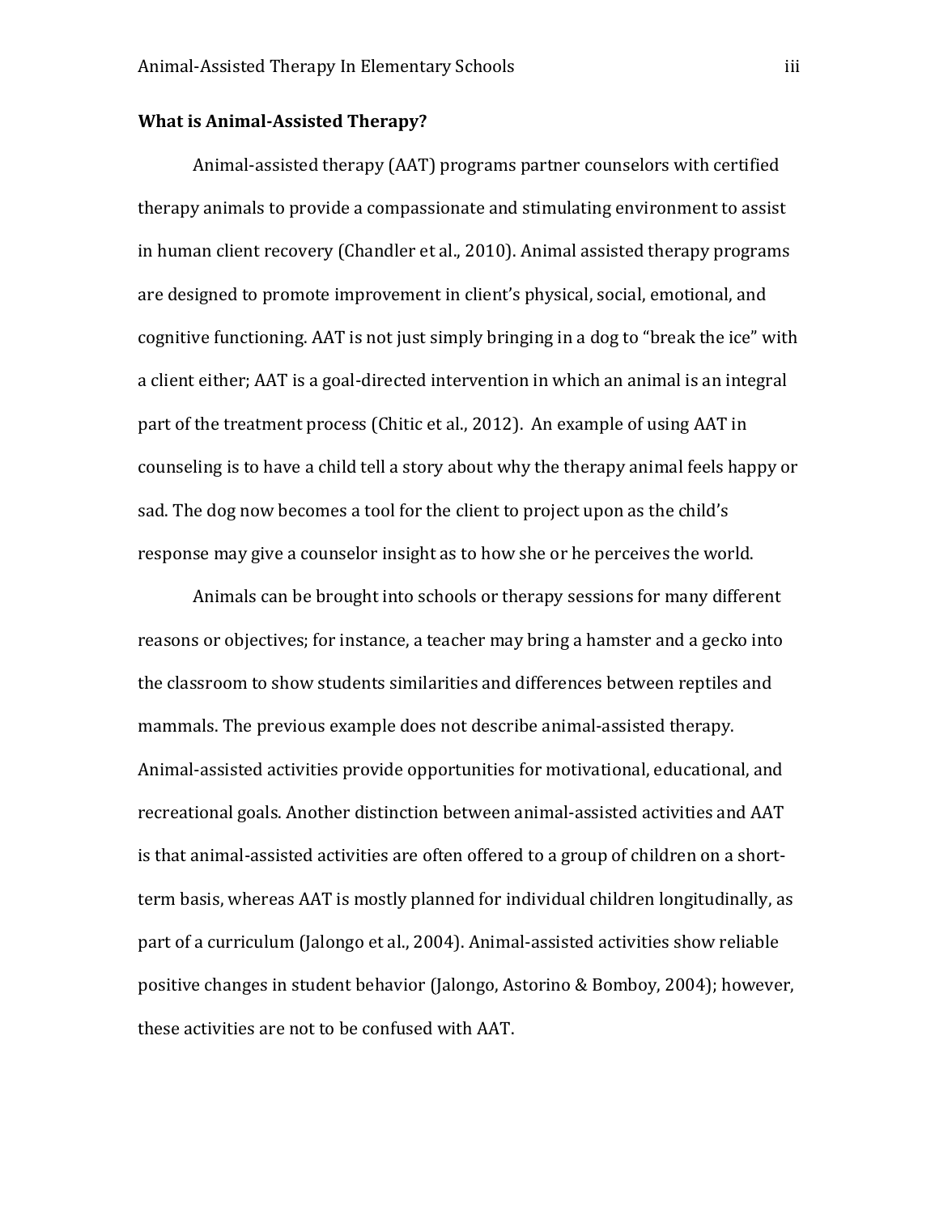**What is Animal-Assisted Therapy?**

Animal-assisted therapy (AAT) programs partner counselors with certified therapy animals to provide a compassionate and stimulating environment to assist in human client recovery (Chandler et al., 2010). Animal assisted therapy programs are designed to promote improvement in client's physical, social, emotional, and cognitive functioning. AAT is not just simply bringing in a dog to "break the ice" with a client either; AAT is a goal-directed intervention in which an animal is an integral part of the treatment process (Chitic et al., 2012). An example of using AAT in counseling is to have a child tell a story about why the therapy animal feels happy or sad. The dog now becomes a tool for the client to project upon as the child's response may give a counselor insight as to how she or he perceives the world.

Animals can be brought into schools or therapy sessions for many different reasons or objectives; for instance, a teacher may bring a hamster and a gecko into the classroom to show students similarities and differences between reptiles and mammals. The previous example does not describe animal-assisted therapy. Animal-assisted activities provide opportunities for motivational, educational, and recreational goals. Another distinction between animal-assisted activities and AAT is that animal-assisted activities are often offered to a group of children on a short-term basis, whereas AAT is mostly planned for individual children longitudinally, as part of a curriculum (Jalongo et al., 2004). Animal-assisted activities show reliable positive changes in student behavior (Jalongo, Astorino & Bomboy, 2004); however, these activities are not to be confused with AAT.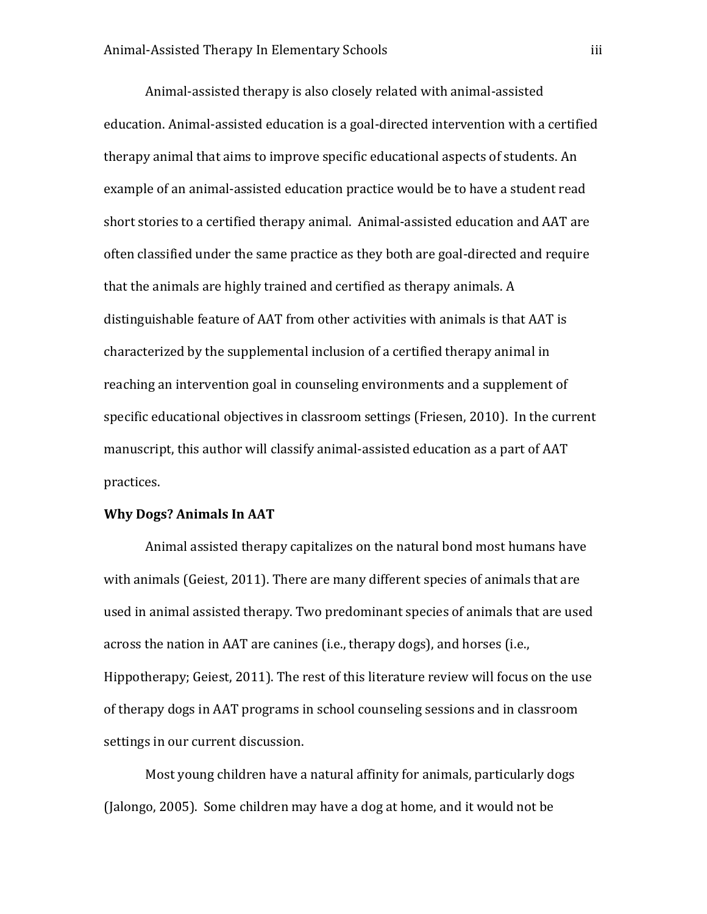Animal-assisted therapy is also closely related with animal-assisted education. Animal-assisted education is a goal-directed intervention with a certified therapy animal that aims to improve specific educational aspects of students. An example of an animal-assisted education practice would be to have a student read short stories to a certified therapy animal. Animal-assisted education and AAT are often classified under the same practice as they both are goal-directed and require that the animals are highly trained and certified as therapy animals. A distinguishable feature of AAT from other activities with animals is that AAT is characterized by the supplemental inclusion of a certified therapy animal in reaching an intervention goal in counseling environments and a supplement of specific educational objectives in classroom settings (Friesen, 2010). In the current manuscript, this author will classify animal-assisted education as a part of AAT practices.

**Why Dogs? Animals In AAT**

Animal assisted therapy capitalizes on the natural bond most humans have with animals (Geiest, 2011). There are many different species of animals that are used in animal assisted therapy. Two predominant species of animals that are used across the nation in AAT are canines (i.e., therapy dogs), and horses (i.e., Hippotherapy; Geiest, 2011). The rest of this literature review will focus on the use of therapy dogs in AAT programs in school counseling sessions and in classroom settings in our current discussion.

Most young children have a natural affinity for animals, particularly dogs (Jalongo, 2005). Some children may have a dog at home, and it would not be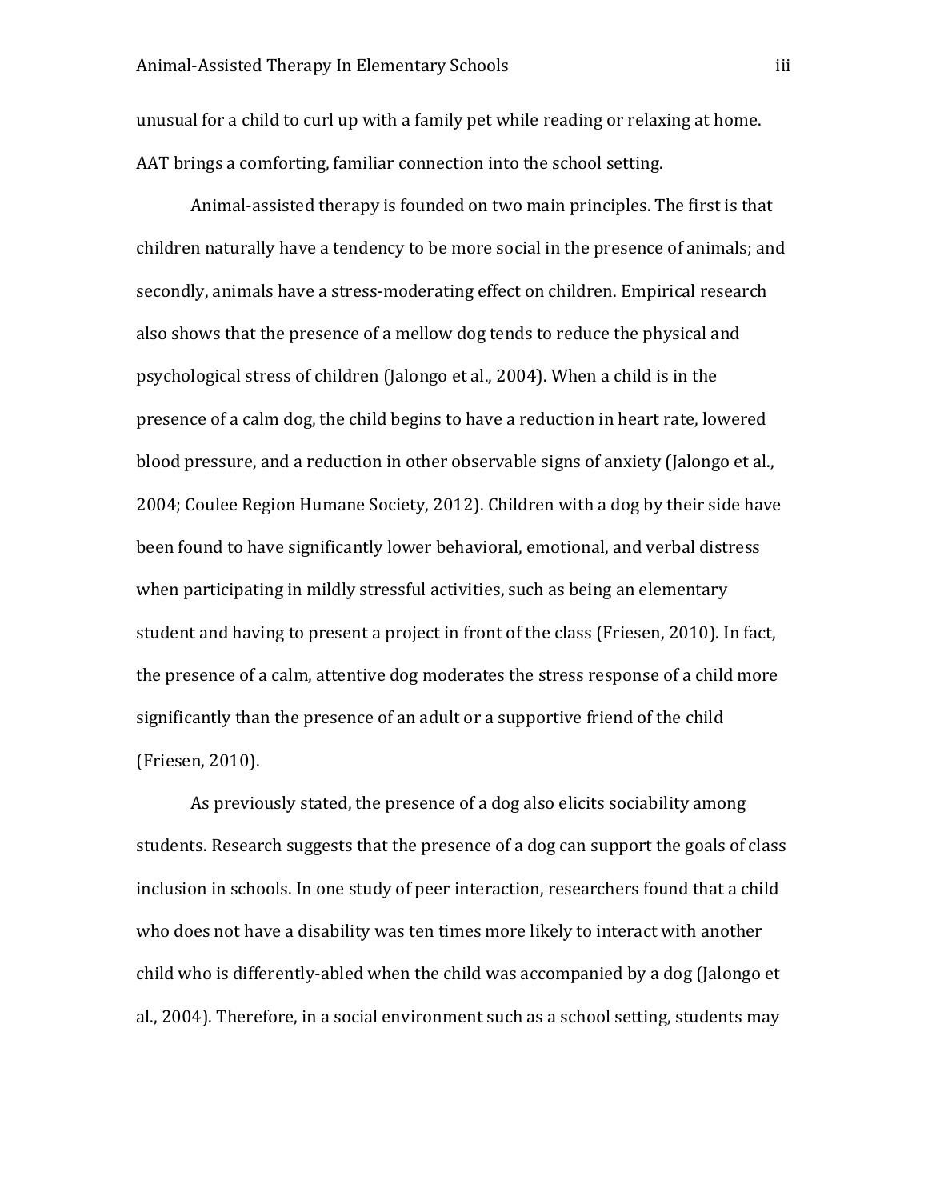unusual for a child to curl up with a family pet while reading or relaxing at home. AAT brings a comforting, familiar connection into the school setting.

Animal-assisted therapy is founded on two main principles. The first is that children naturally have a tendency to be more social in the presence of animals; and secondly, animals have a stress-moderating effect on children. Empirical research also shows that the presence of a mellow dog tends to reduce the physical and psychological stress of children (Jalongo et al., 2004). When a child is in the presence of a calm dog, the child begins to have a reduction in heart rate, lowered blood pressure, and a reduction in other observable signs of anxiety (Jalongo et al., 2004; Coulee Region Humane Society, 2012). Children with a dog by their side have been found to have significantly lower behavioral, emotional, and verbal distress when participating in mildly stressful activities, such as being an elementary student and having to present a project in front of the class (Friesen, 2010). In fact, the presence of a calm, attentive dog moderates the stress response of a child more significantly than the presence of an adult or a supportive friend of the child (Friesen, 2010).

As previously stated, the presence of a dog also elicits sociability among students. Research suggests that the presence of a dog can support the goals of class inclusion in schools. In one study of peer interaction, researchers found that a child who does not have a disability was ten times more likely to interact with another child who is differently-abled when the child was accompanied by a dog (Jalongo et al., 2004). Therefore, in a social environment such as a school setting, students may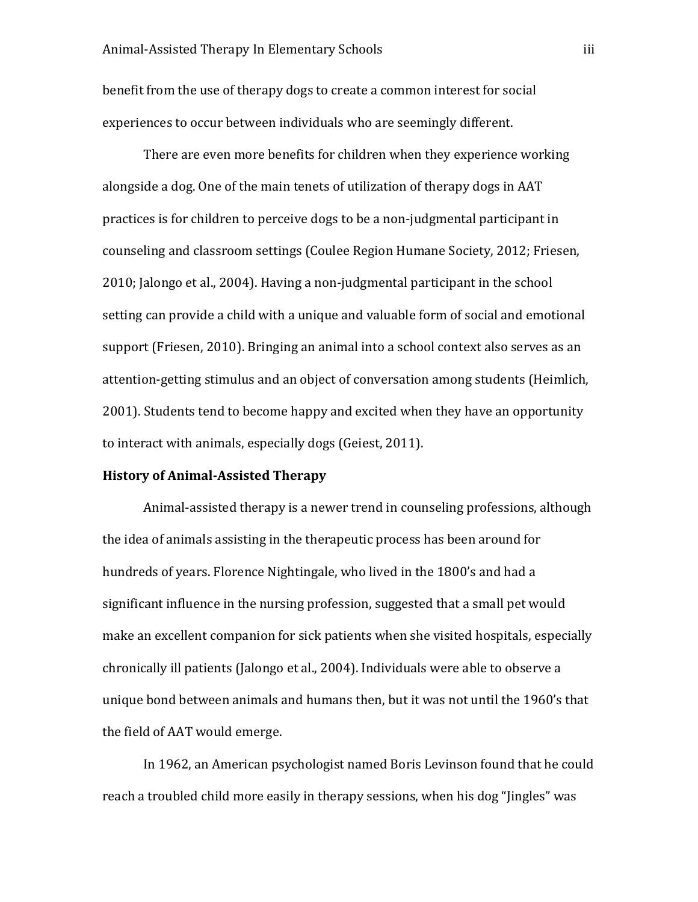benefit from the use of therapy dogs to create a common interest for social experiences to occur between individuals who are seemingly different.

There are even more benefits for children when they experience working alongside a dog. One of the main tenets of utilization of therapy dogs in AAT practices is for children to perceive dogs to be a non-judgmental participant in counseling and classroom settings (Coulee Region Humane Society, 2012; Friesen, 2010; Jalongo et al., 2004). Having a non-judgmental participant in the school setting can provide a child with a unique and valuable form of social and emotional support (Friesen, 2010). Bringing an animal into a school context also serves as an attention-getting stimulus and an object of conversation among students (Heimlich, 2001). Students tend to become happy and excited when they have an opportunity to interact with animals, especially dogs (Geiest, 2011).

**History of Animal-Assisted Therapy**

Animal-assisted therapy is a newer trend in counseling professions, although the idea of animals assisting in the therapeutic process has been around for hundreds of years. Florence Nightingale, who lived in the 1800's and had a significant influence in the nursing profession, suggested that a small pet would make an excellent companion for sick patients when she visited hospitals, especially chronically ill patients (Jalongo et al., 2004). Individuals were able to observe a unique bond between animals and humans then, but it was not until the 1960's that the field of AAT would emerge.

In 1962, an American psychologist named Boris Levinson found that he could reach a troubled child more easily in therapy sessions, when his dog "Jingles" was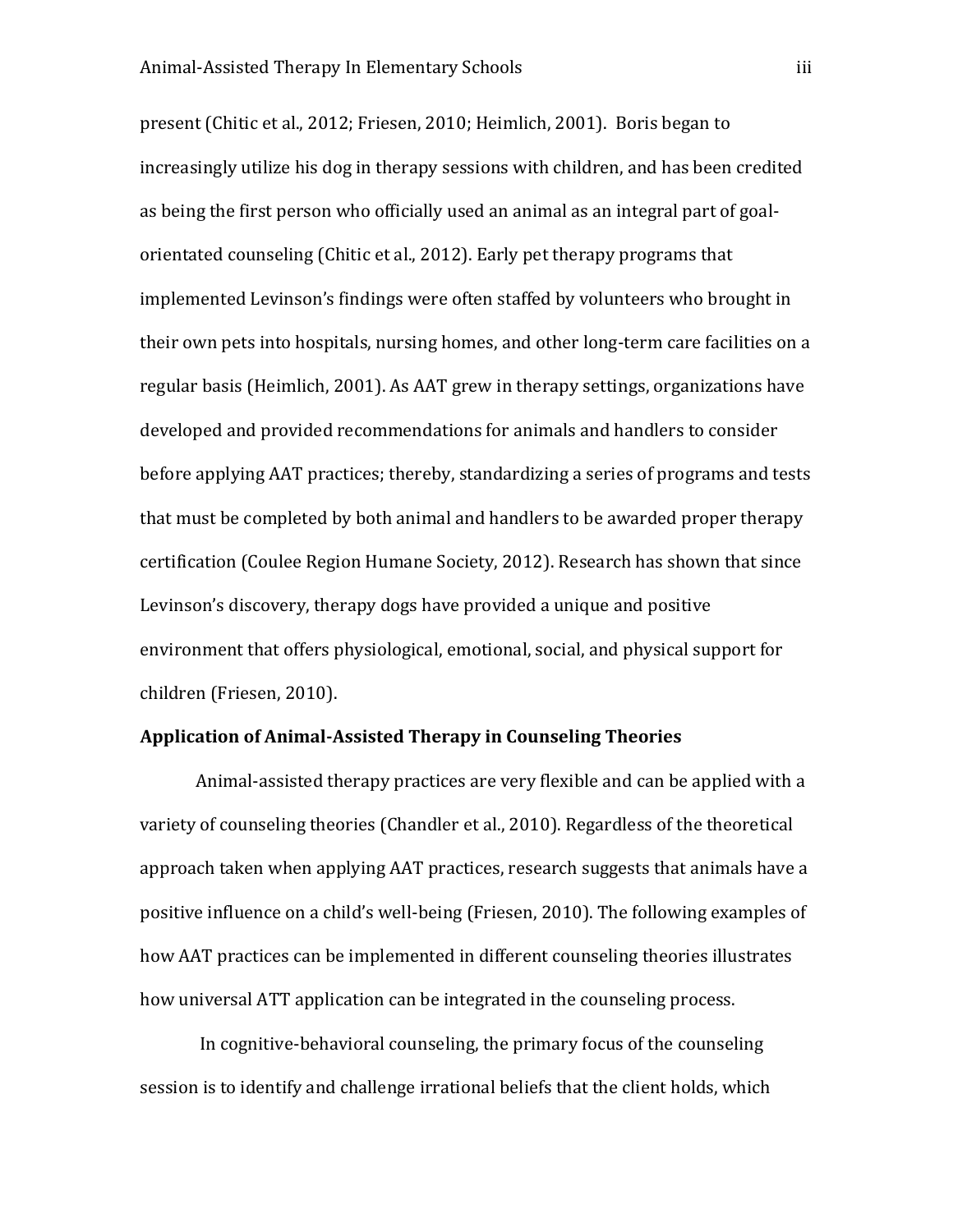present (Chitic et al., 2012; Friesen, 2010; Heimlich, 2001). Boris began to increasingly utilize his dog in therapy sessions with children, and has been credited as being the first person who officially used an animal as an integral part of goal-orientated counseling (Chitic et al., 2012). Early pet therapy programs that implemented Levinson's findings were often staffed by volunteers who brought in their own pets into hospitals, nursing homes, and other long-term care facilities on a regular basis (Heimlich, 2001). As AAT grew in therapy settings, organizations have developed and provided recommendations for animals and handlers to consider before applying AAT practices; thereby, standardizing a series of programs and tests that must be completed by both animal and handlers to be awarded proper therapy certification (Coulee Region Humane Society, 2012). Research has shown that since Levinson's discovery, therapy dogs have provided a unique and positive environment that offers physiological, emotional, social, and physical support for children (Friesen, 2010).

**Application of Animal-Assisted Therapy in Counseling Theories**

Animal-assisted therapy practices are very flexible and can be applied with a variety of counseling theories (Chandler et al., 2010). Regardless of the theoretical approach taken when applying AAT practices, research suggests that animals have a positive influence on a child's well-being (Friesen, 2010). The following examples of how AAT practices can be implemented in different counseling theories illustrates how universal ATT application can be integrated in the counseling process.

In cognitive-behavioral counseling, the primary focus of the counseling session is to identify and challenge irrational beliefs that the client holds, which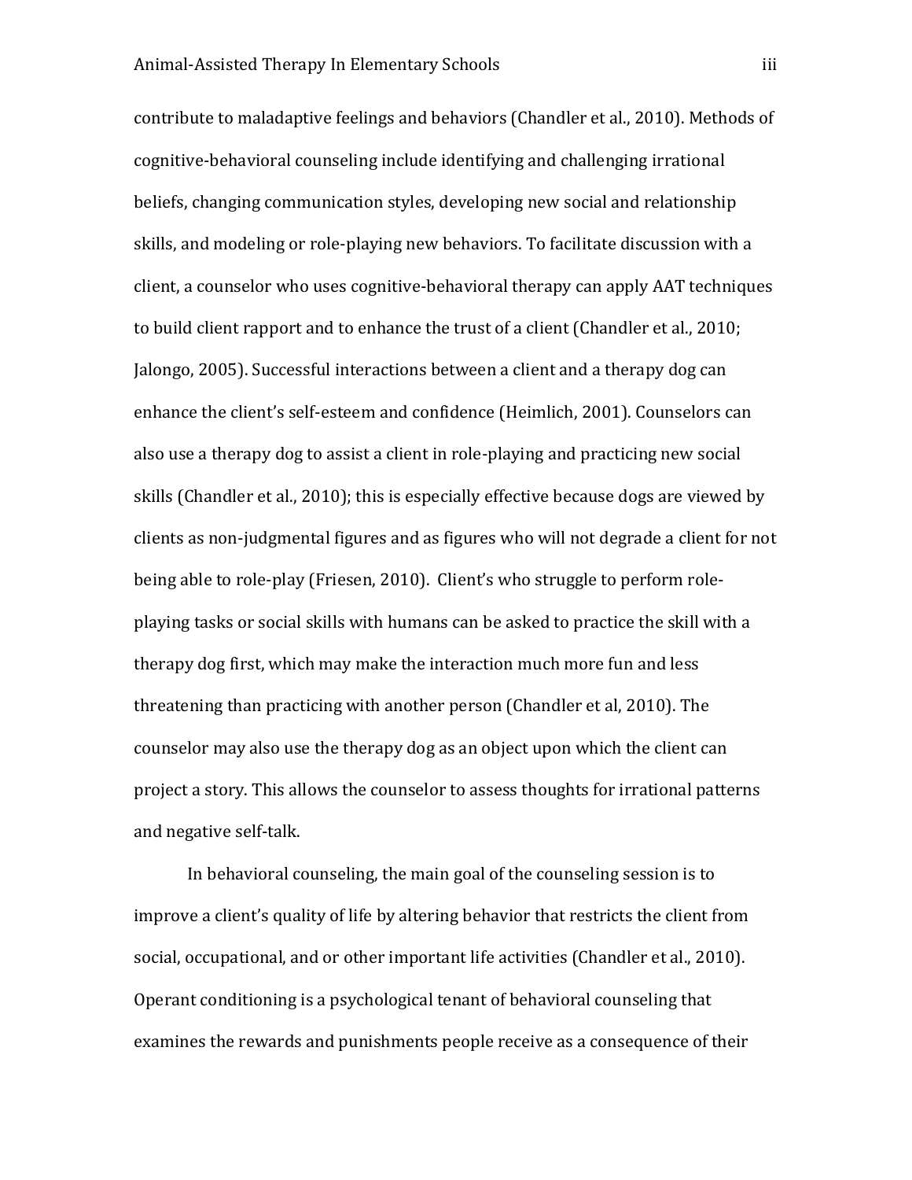contribute to maladaptive feelings and behaviors (Chandler et al., 2010). Methods of cognitive-behavioral counseling include identifying and challenging irrational beliefs, changing communication styles, developing new social and relationship skills, and modeling or role-playing new behaviors. To facilitate discussion with a client, a counselor who uses cognitive-behavioral therapy can apply AAT techniques to build client rapport and to enhance the trust of a client (Chandler et al., 2010; Jalongo, 2005). Successful interactions between a client and a therapy dog can enhance the client's self-esteem and confidence (Heimlich, 2001). Counselors can also use a therapy dog to assist a client in role-playing and practicing new social skills (Chandler et al., 2010); this is especially effective because dogs are viewed by clients as non-judgmental figures and as figures who will not degrade a client for not being able to role-play (Friesen, 2010). Client's who struggle to perform role-playing tasks or social skills with humans can be asked to practice the skill with a therapy dog first, which may make the interaction much more fun and less threatening than practicing with another person (Chandler et al, 2010). The counselor may also use the therapy dog as an object upon which the client can project a story. This allows the counselor to assess thoughts for irrational patterns and negative self-talk.

In behavioral counseling, the main goal of the counseling session is to improve a client's quality of life by altering behavior that restricts the client from social, occupational, and or other important life activities (Chandler et al., 2010). Operant conditioning is a psychological tenant of behavioral counseling that examines the rewards and punishments people receive as a consequence of their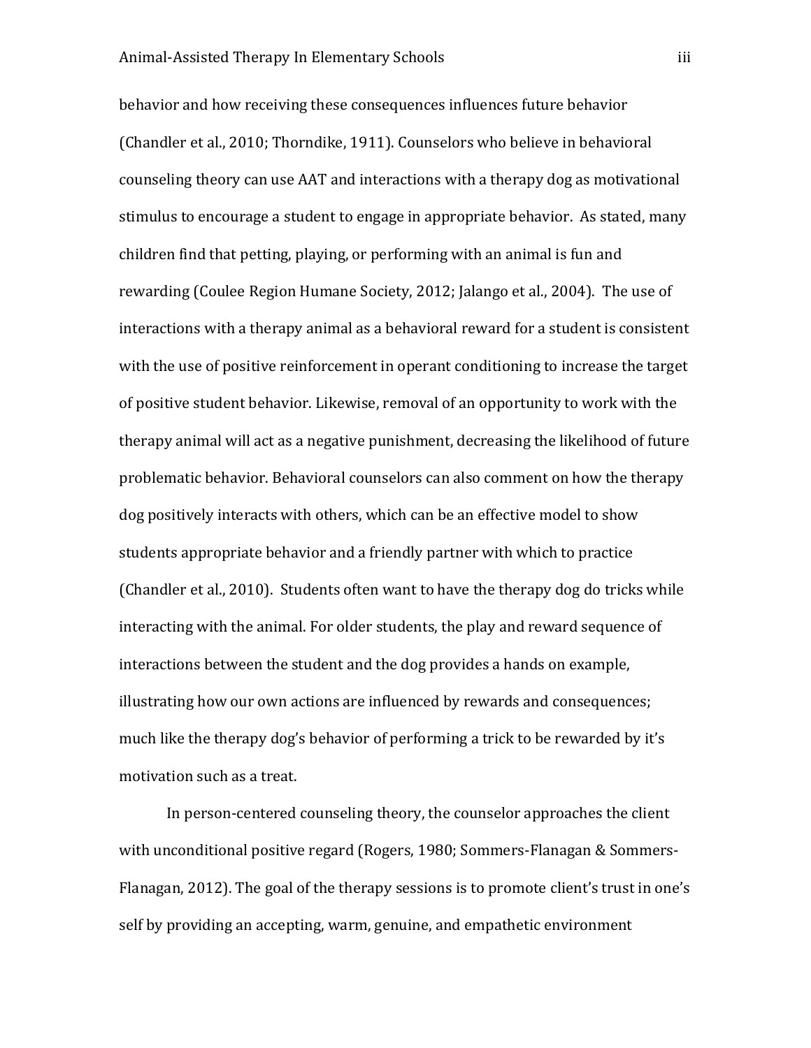behavior and how receiving these consequences influences future behavior (Chandler et al., 2010; Thorndike, 1911). Counselors who believe in behavioral counseling theory can use AAT and interactions with a therapy dog as motivational stimulus to encourage a student to engage in appropriate behavior. As stated, many children find that petting, playing, or performing with an animal is fun and rewarding (Coulee Region Humane Society, 2012; Jalango et al., 2004). The use of interactions with a therapy animal as a behavioral reward for a student is consistent with the use of positive reinforcement in operant conditioning to increase the target of positive student behavior. Likewise, removal of an opportunity to work with the therapy animal will act as a negative punishment, decreasing the likelihood of future problematic behavior. Behavioral counselors can also comment on how the therapy dog positively interacts with others, which can be an effective model to show students appropriate behavior and a friendly partner with which to practice (Chandler et al., 2010). Students often want to have the therapy dog do tricks while interacting with the animal. For older students, the play and reward sequence of interactions between the student and the dog provides a hands on example, illustrating how our own actions are influenced by rewards and consequences; much like the therapy dog's behavior of performing a trick to be rewarded by it's motivation such as a treat.

In person-centered counseling theory, the counselor approaches the client with unconditional positive regard (Rogers, 1980; Sommers-Flanagan & Sommers-Flanagan, 2012). The goal of the therapy sessions is to promote client's trust in one's self by providing an accepting, warm, genuine, and empathetic environment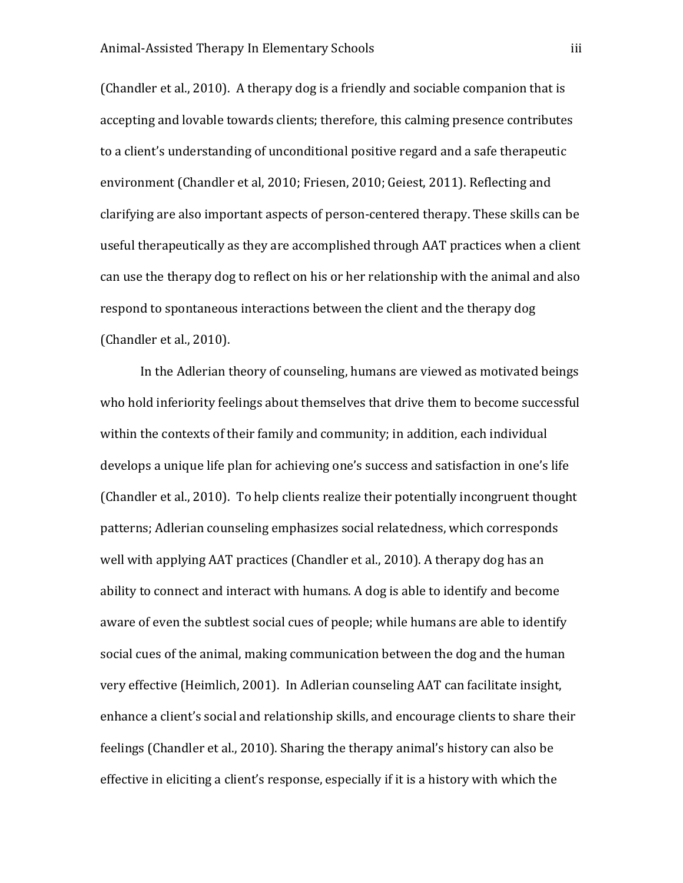(Chandler et al., 2010). A therapy dog is a friendly and sociable companion that is accepting and lovable towards clients; therefore, this calming presence contributes to a client's understanding of unconditional positive regard and a safe therapeutic environment (Chandler et al, 2010; Friesen, 2010; Geiest, 2011). Reflecting and clarifying are also important aspects of person-centered therapy. These skills can be useful therapeutically as they are accomplished through AAT practices when a client can use the therapy dog to reflect on his or her relationship with the animal and also respond to spontaneous interactions between the client and the therapy dog (Chandler et al., 2010).

In the Adlerian theory of counseling, humans are viewed as motivated beings who hold inferiority feelings about themselves that drive them to become successful within the contexts of their family and community; in addition, each individual develops a unique life plan for achieving one's success and satisfaction in one's life (Chandler et al., 2010). To help clients realize their potentially incongruent thought patterns; Adlerian counseling emphasizes social relatedness, which corresponds well with applying AAT practices (Chandler et al., 2010). A therapy dog has an ability to connect and interact with humans. A dog is able to identify and become aware of even the subtlest social cues of people; while humans are able to identify social cues of the animal, making communication between the dog and the human very effective (Heimlich, 2001). In Adlerian counseling AAT can facilitate insight, enhance a client's social and relationship skills, and encourage clients to share their feelings (Chandler et al., 2010). Sharing the therapy animal's history can also be effective in eliciting a client's response, especially if it is a history with which the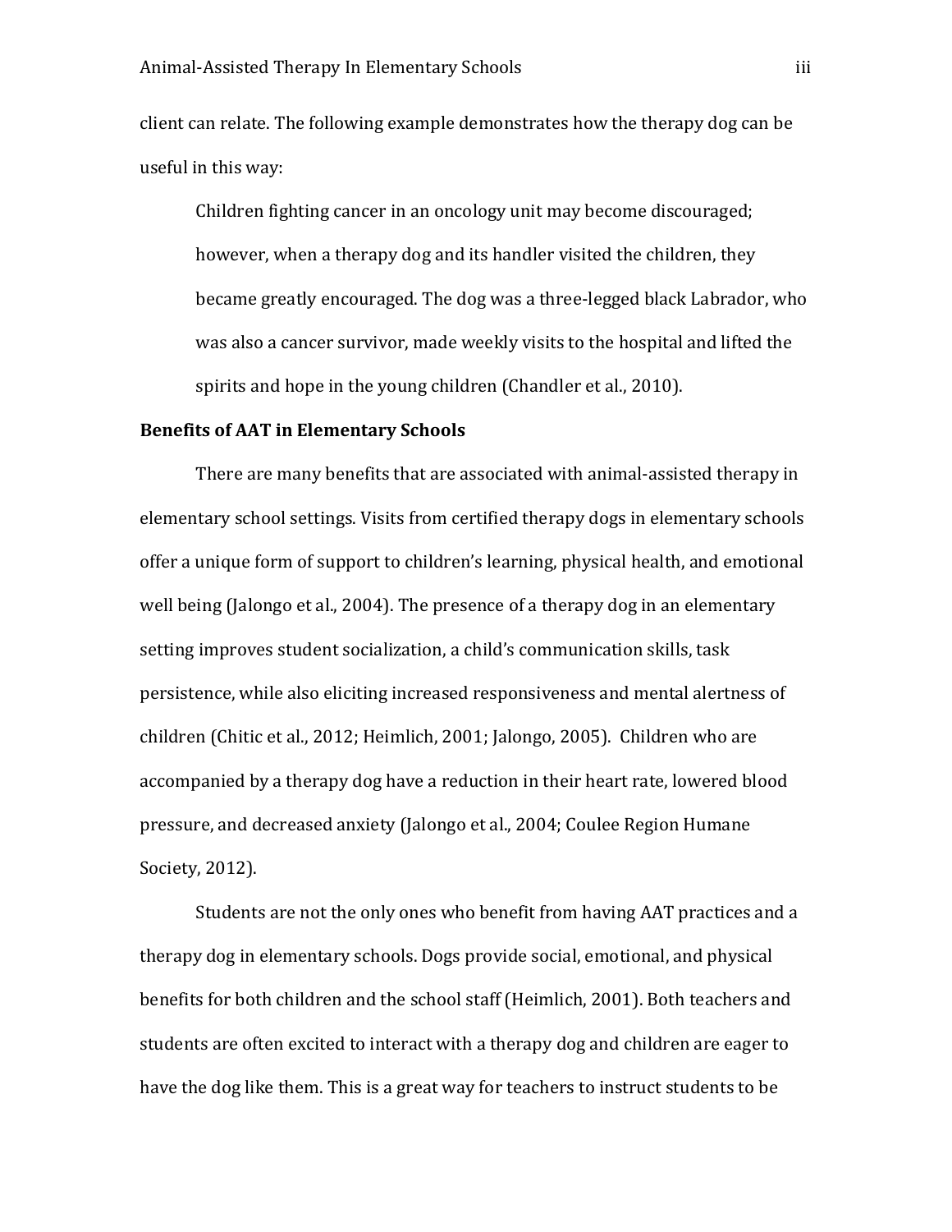client can relate. The following example demonstrates how the therapy dog can be useful in this way:

> Children fighting cancer in an oncology unit may become discouraged; however, when a therapy dog and its handler visited the children, they became greatly encouraged. The dog was a three-legged black Labrador, who was also a cancer survivor, made weekly visits to the hospital and lifted the spirits and hope in the young children (Chandler et al., 2010).

**Benefits of AAT in Elementary Schools**

There are many benefits that are associated with animal-assisted therapy in elementary school settings. Visits from certified therapy dogs in elementary schools offer a unique form of support to children's learning, physical health, and emotional well being (Jalongo et al., 2004). The presence of a therapy dog in an elementary setting improves student socialization, a child's communication skills, task persistence, while also eliciting increased responsiveness and mental alertness of children (Chitic et al., 2012; Heimlich, 2001; Jalongo, 2005). Children who are accompanied by a therapy dog have a reduction in their heart rate, lowered blood pressure, and decreased anxiety (Jalongo et al., 2004; Coulee Region Humane Society, 2012).

Students are not the only ones who benefit from having AAT practices and a therapy dog in elementary schools. Dogs provide social, emotional, and physical benefits for both children and the school staff (Heimlich, 2001). Both teachers and students are often excited to interact with a therapy dog and children are eager to have the dog like them. This is a great way for teachers to instruct students to be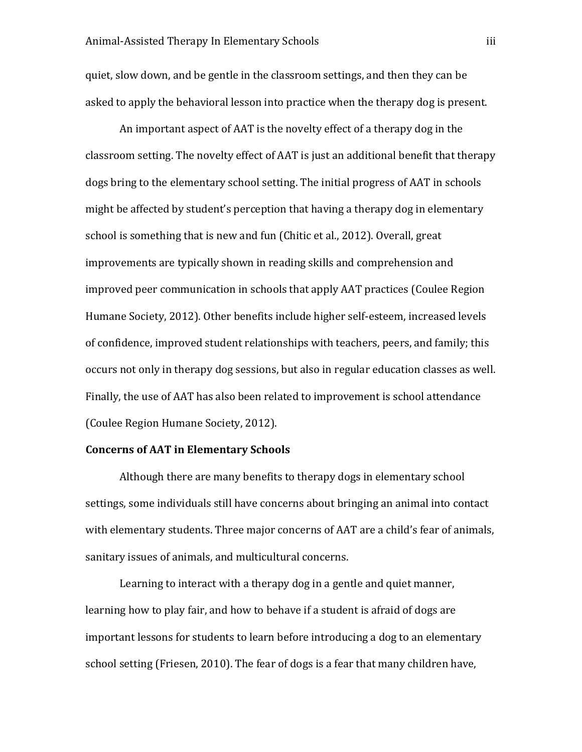quiet, slow down, and be gentle in the classroom settings, and then they can be asked to apply the behavioral lesson into practice when the therapy dog is present.

An important aspect of AAT is the novelty effect of a therapy dog in the classroom setting. The novelty effect of AAT is just an additional benefit that therapy dogs bring to the elementary school setting. The initial progress of AAT in schools might be affected by student's perception that having a therapy dog in elementary school is something that is new and fun (Chitic et al., 2012). Overall, great improvements are typically shown in reading skills and comprehension and improved peer communication in schools that apply AAT practices (Coulee Region Humane Society, 2012). Other benefits include higher self-esteem, increased levels of confidence, improved student relationships with teachers, peers, and family; this occurs not only in therapy dog sessions, but also in regular education classes as well. Finally, the use of AAT has also been related to improvement is school attendance (Coulee Region Humane Society, 2012).

**Concerns of AAT in Elementary Schools**

Although there are many benefits to therapy dogs in elementary school settings, some individuals still have concerns about bringing an animal into contact with elementary students. Three major concerns of AAT are a child's fear of animals, sanitary issues of animals, and multicultural concerns.

Learning to interact with a therapy dog in a gentle and quiet manner, learning how to play fair, and how to behave if a student is afraid of dogs are important lessons for students to learn before introducing a dog to an elementary school setting (Friesen, 2010). The fear of dogs is a fear that many children have,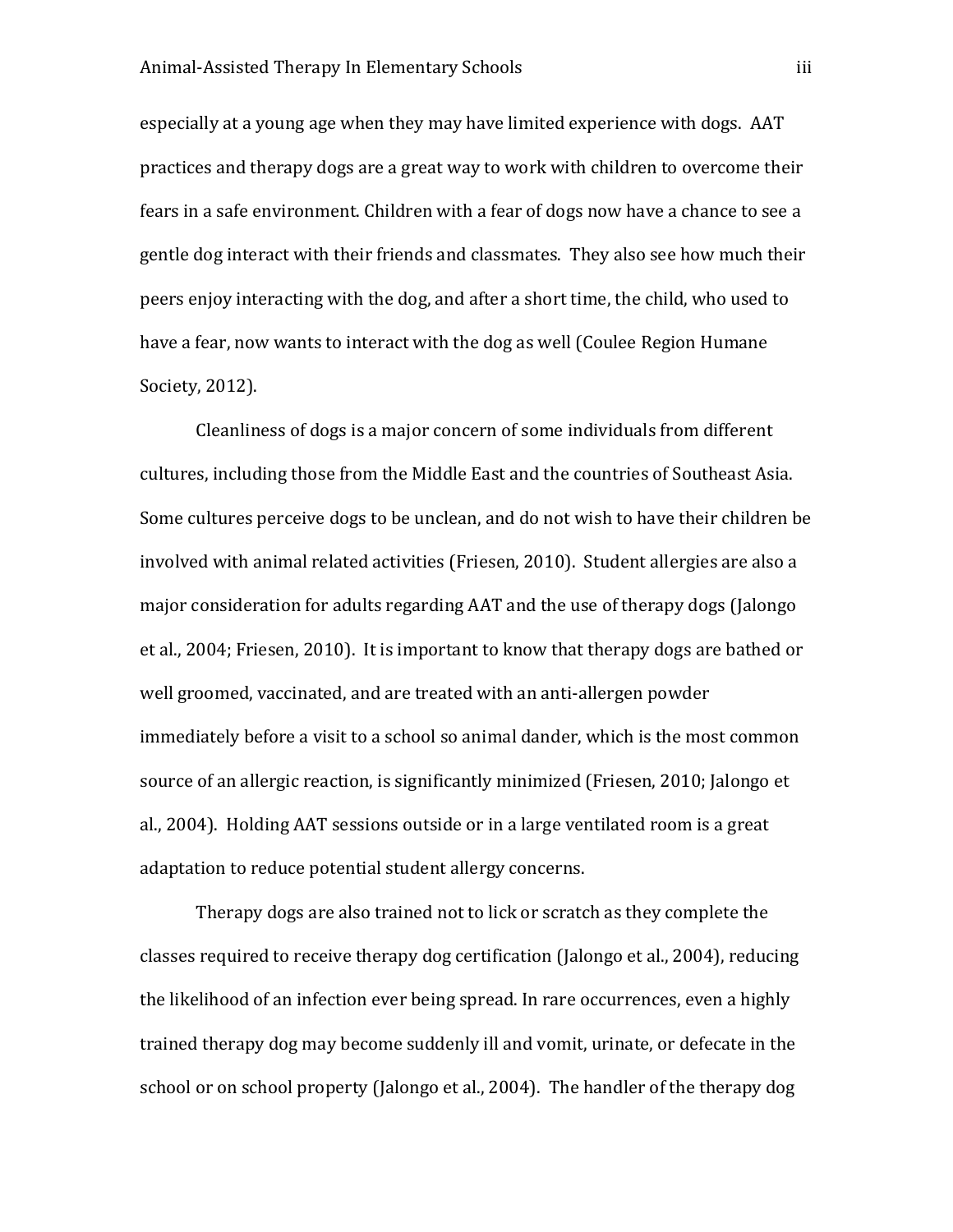especially at a young age when they may have limited experience with dogs. AAT practices and therapy dogs are a great way to work with children to overcome their fears in a safe environment. Children with a fear of dogs now have a chance to see a gentle dog interact with their friends and classmates. They also see how much their peers enjoy interacting with the dog, and after a short time, the child, who used to have a fear, now wants to interact with the dog as well (Coulee Region Humane Society, 2012).

Cleanliness of dogs is a major concern of some individuals from different cultures, including those from the Middle East and the countries of Southeast Asia. Some cultures perceive dogs to be unclean, and do not wish to have their children be involved with animal related activities (Friesen, 2010). Student allergies are also a major consideration for adults regarding AAT and the use of therapy dogs (Jalongo et al., 2004; Friesen, 2010). It is important to know that therapy dogs are bathed or well groomed, vaccinated, and are treated with an anti-allergen powder immediately before a visit to a school so animal dander, which is the most common source of an allergic reaction, is significantly minimized (Friesen, 2010; Jalongo et al., 2004). Holding AAT sessions outside or in a large ventilated room is a great adaptation to reduce potential student allergy concerns.

Therapy dogs are also trained not to lick or scratch as they complete the classes required to receive therapy dog certification (Jalongo et al., 2004), reducing the likelihood of an infection ever being spread. In rare occurrences, even a highly trained therapy dog may become suddenly ill and vomit, urinate, or defecate in the school or on school property (Jalongo et al., 2004). The handler of the therapy dog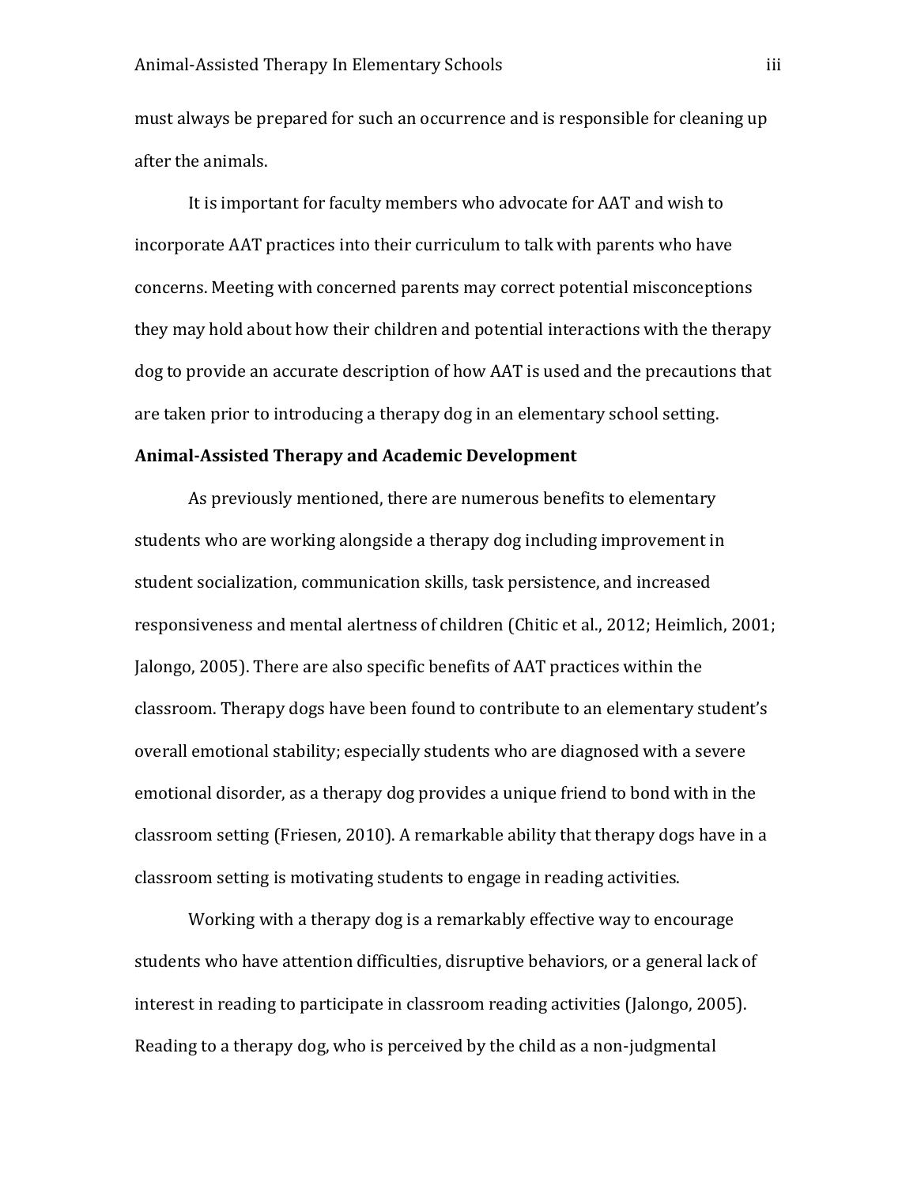must always be prepared for such an occurrence and is responsible for cleaning up after the animals.

It is important for faculty members who advocate for AAT and wish to incorporate AAT practices into their curriculum to talk with parents who have concerns. Meeting with concerned parents may correct potential misconceptions they may hold about how their children and potential interactions with the therapy dog to provide an accurate description of how AAT is used and the precautions that are taken prior to introducing a therapy dog in an elementary school setting.

**Animal-Assisted Therapy and Academic Development**

As previously mentioned, there are numerous benefits to elementary students who are working alongside a therapy dog including improvement in student socialization, communication skills, task persistence, and increased responsiveness and mental alertness of children (Chitic et al., 2012; Heimlich, 2001; Jalongo, 2005). There are also specific benefits of AAT practices within the classroom. Therapy dogs have been found to contribute to an elementary student's overall emotional stability; especially students who are diagnosed with a severe emotional disorder, as a therapy dog provides a unique friend to bond with in the classroom setting (Friesen, 2010). A remarkable ability that therapy dogs have in a classroom setting is motivating students to engage in reading activities.

Working with a therapy dog is a remarkably effective way to encourage students who have attention difficulties, disruptive behaviors, or a general lack of interest in reading to participate in classroom reading activities (Jalongo, 2005). Reading to a therapy dog, who is perceived by the child as a non-judgmental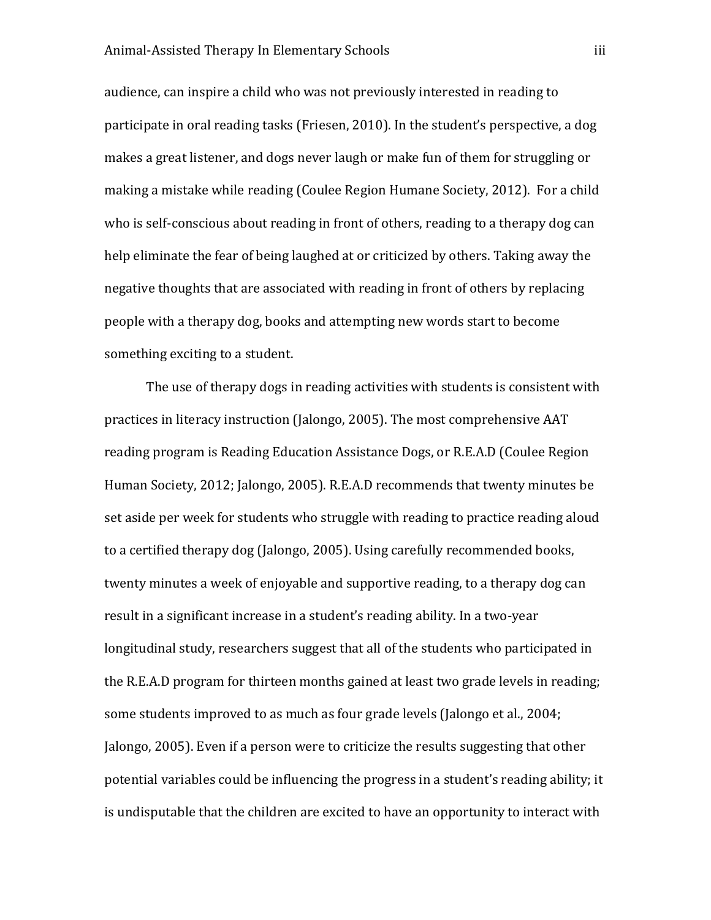audience, can inspire a child who was not previously interested in reading to participate in oral reading tasks (Friesen, 2010). In the student's perspective, a dog makes a great listener, and dogs never laugh or make fun of them for struggling or making a mistake while reading (Coulee Region Humane Society, 2012).  For a child who is self-conscious about reading in front of others, reading to a therapy dog can help eliminate the fear of being laughed at or criticized by others. Taking away the negative thoughts that are associated with reading in front of others by replacing people with a therapy dog, books and attempting new words start to become something exciting to a student.

The use of therapy dogs in reading activities with students is consistent with practices in literacy instruction (Jalongo, 2005). The most comprehensive AAT reading program is Reading Education Assistance Dogs, or R.E.A.D (Coulee Region Human Society, 2012; Jalongo, 2005). R.E.A.D recommends that twenty minutes be set aside per week for students who struggle with reading to practice reading aloud to a certified therapy dog (Jalongo, 2005). Using carefully recommended books, twenty minutes a week of enjoyable and supportive reading, to a therapy dog can result in a significant increase in a student's reading ability. In a two-year longitudinal study, researchers suggest that all of the students who participated in the R.E.A.D program for thirteen months gained at least two grade levels in reading; some students improved to as much as four grade levels (Jalongo et al., 2004; Jalongo, 2005). Even if a person were to criticize the results suggesting that other potential variables could be influencing the progress in a student's reading ability; it is undisputable that the children are excited to have an opportunity to interact with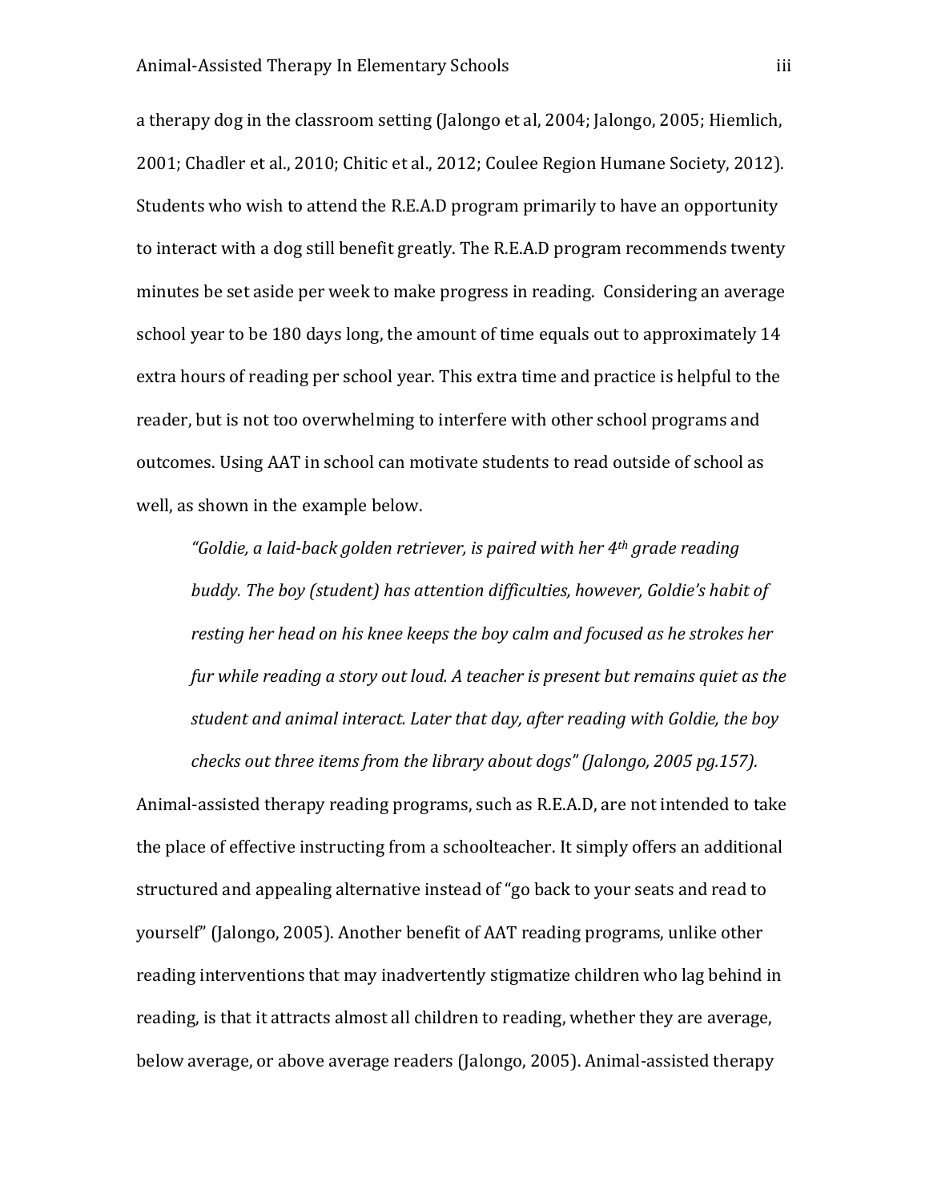a therapy dog in the classroom setting (Jalongo et al, 2004; Jalongo, 2005; Hiemlich, 2001; Chadler et al., 2010; Chitic et al., 2012; Coulee Region Humane Society, 2012). Students who wish to attend the R.E.A.D program primarily to have an opportunity to interact with a dog still benefit greatly. The R.E.A.D program recommends twenty minutes be set aside per week to make progress in reading. Considering an average school year to be 180 days long, the amount of time equals out to approximately 14 extra hours of reading per school year. This extra time and practice is helpful to the reader, but is not too overwhelming to interfere with other school programs and outcomes. Using AAT in school can motivate students to read outside of school as well, as shown in the example below.

> *"Goldie, a laid-back golden retriever, is paired with her 4th grade reading buddy. The boy (student) has attention difficulties, however, Goldie's habit of resting her head on his knee keeps the boy calm and focused as he strokes her fur while reading a story out loud. A teacher is present but remains quiet as the student and animal interact. Later that day, after reading with Goldie, the boy checks out three items from the library about dogs" (Jalongo, 2005 pg.157).*

Animal-assisted therapy reading programs, such as R.E.A.D, are not intended to take the place of effective instructing from a schoolteacher. It simply offers an additional structured and appealing alternative instead of "go back to your seats and read to yourself" (Jalongo, 2005). Another benefit of AAT reading programs, unlike other reading interventions that may inadvertently stigmatize children who lag behind in reading, is that it attracts almost all children to reading, whether they are average, below average, or above average readers (Jalongo, 2005). Animal-assisted therapy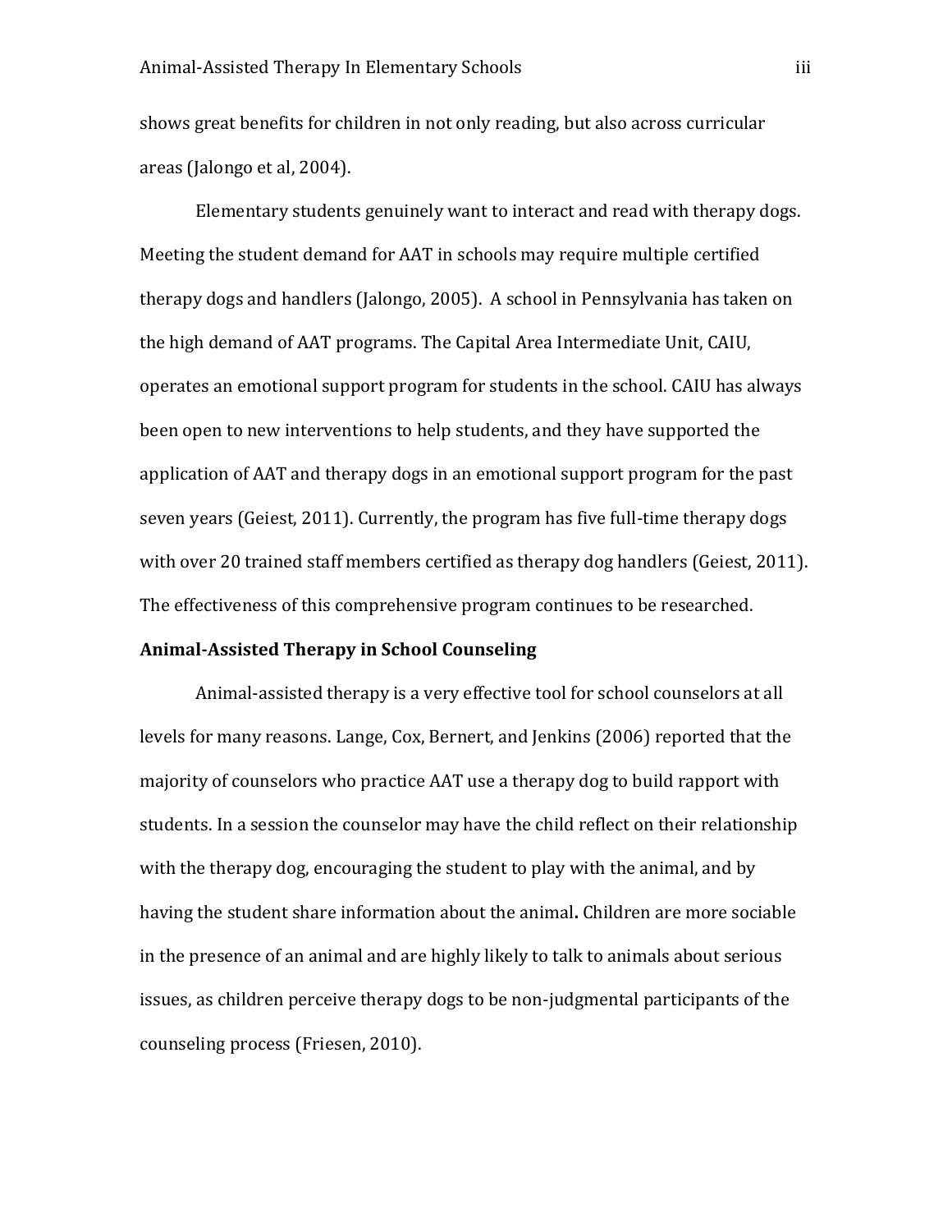shows great benefits for children in not only reading, but also across curricular areas (Jalongo et al, 2004).

Elementary students genuinely want to interact and read with therapy dogs. Meeting the student demand for AAT in schools may require multiple certified therapy dogs and handlers (Jalongo, 2005). A school in Pennsylvania has taken on the high demand of AAT programs. The Capital Area Intermediate Unit, CAIU, operates an emotional support program for students in the school. CAIU has always been open to new interventions to help students, and they have supported the application of AAT and therapy dogs in an emotional support program for the past seven years (Geiest, 2011). Currently, the program has five full-time therapy dogs with over 20 trained staff members certified as therapy dog handlers (Geiest, 2011). The effectiveness of this comprehensive program continues to be researched.

**Animal-Assisted Therapy in School Counseling**

Animal-assisted therapy is a very effective tool for school counselors at all levels for many reasons. Lange, Cox, Bernert, and Jenkins (2006) reported that the majority of counselors who practice AAT use a therapy dog to build rapport with students. In a session the counselor may have the child reflect on their relationship with the therapy dog, encouraging the student to play with the animal, and by having the student share information about the animal**.** Children are more sociable in the presence of an animal and are highly likely to talk to animals about serious issues, as children perceive therapy dogs to be non-judgmental participants of the counseling process (Friesen, 2010).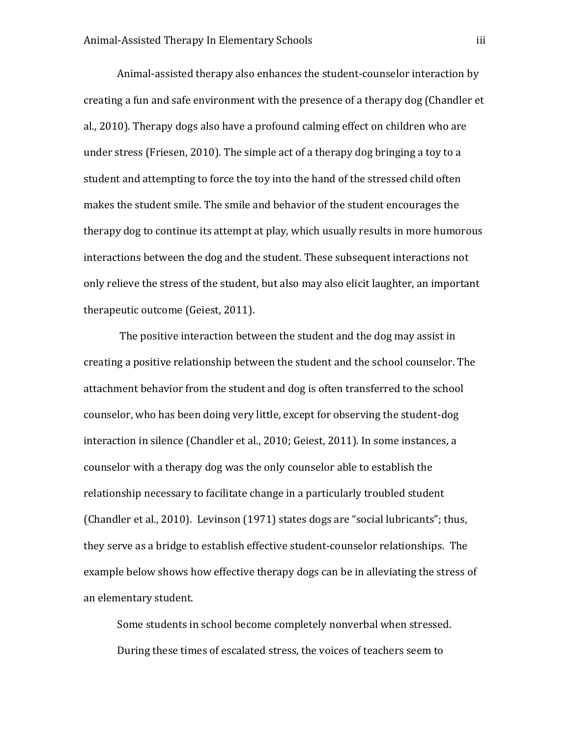Animal-assisted therapy also enhances the student-counselor interaction by creating a fun and safe environment with the presence of a therapy dog (Chandler et al., 2010). Therapy dogs also have a profound calming effect on children who are under stress (Friesen, 2010). The simple act of a therapy dog bringing a toy to a student and attempting to force the toy into the hand of the stressed child often makes the student smile. The smile and behavior of the student encourages the therapy dog to continue its attempt at play, which usually results in more humorous interactions between the dog and the student. These subsequent interactions not only relieve the stress of the student, but also may also elicit laughter, an important therapeutic outcome (Geiest, 2011).

The positive interaction between the student and the dog may assist in creating a positive relationship between the student and the school counselor. The attachment behavior from the student and dog is often transferred to the school counselor, who has been doing very little, except for observing the student-dog interaction in silence (Chandler et al., 2010; Geiest, 2011). In some instances, a counselor with a therapy dog was the only counselor able to establish the relationship necessary to facilitate change in a particularly troubled student (Chandler et al., 2010). Levinson (1971) states dogs are "social lubricants"; thus, they serve as a bridge to establish effective student-counselor relationships. The example below shows how effective therapy dogs can be in alleviating the stress of an elementary student.

> Some students in school become completely nonverbal when stressed. During these times of escalated stress, the voices of teachers seem to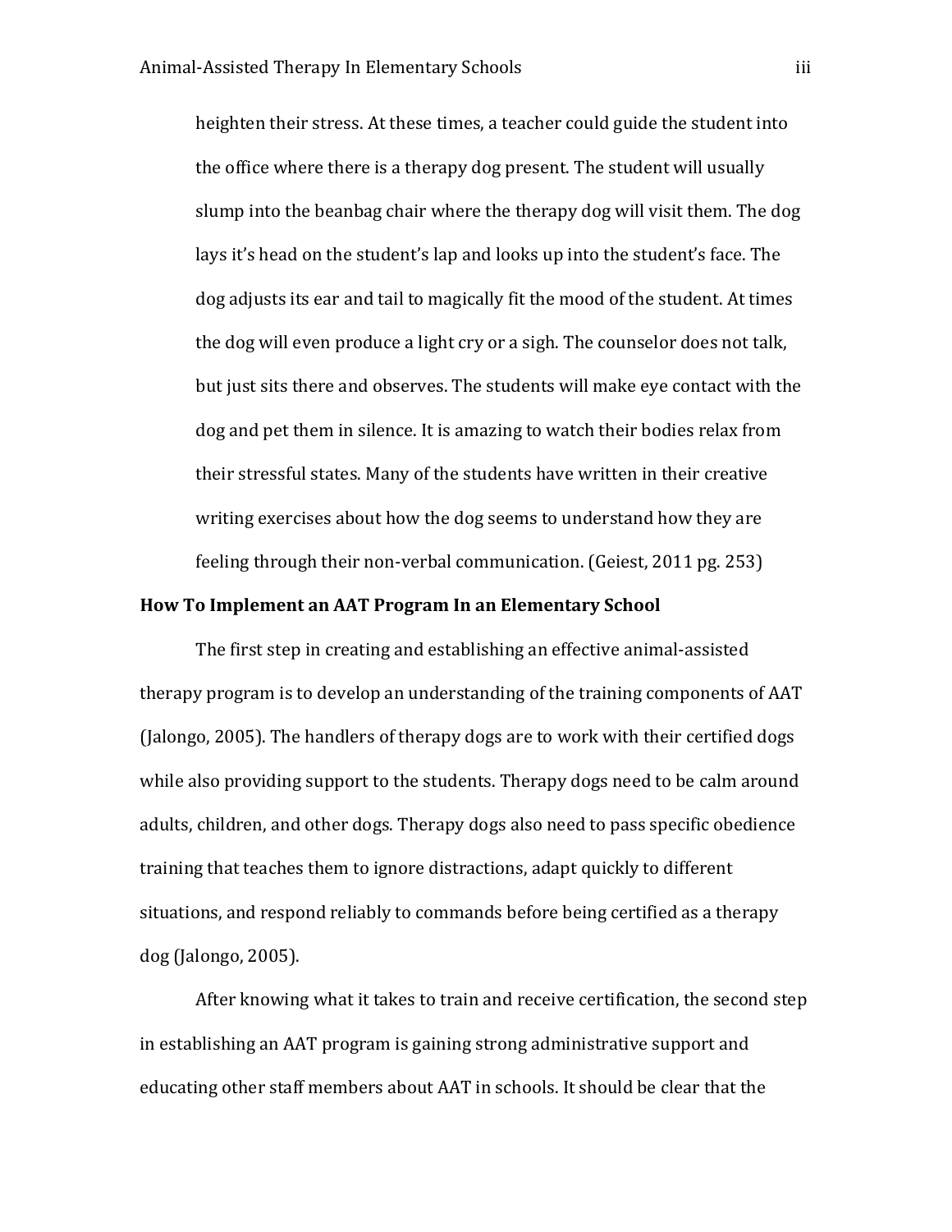heighten their stress. At these times, a teacher could guide the student into the office where there is a therapy dog present. The student will usually slump into the beanbag chair where the therapy dog will visit them. The dog lays it's head on the student's lap and looks up into the student's face. The dog adjusts its ear and tail to magically fit the mood of the student. At times the dog will even produce a light cry or a sigh. The counselor does not talk, but just sits there and observes. The students will make eye contact with the dog and pet them in silence. It is amazing to watch their bodies relax from their stressful states. Many of the students have written in their creative writing exercises about how the dog seems to understand how they are feeling through their non-verbal communication. (Geiest, 2011 pg. 253)

**How To Implement an AAT Program In an Elementary School**

The first step in creating and establishing an effective animal-assisted therapy program is to develop an understanding of the training components of AAT (Jalongo, 2005). The handlers of therapy dogs are to work with their certified dogs while also providing support to the students. Therapy dogs need to be calm around adults, children, and other dogs. Therapy dogs also need to pass specific obedience training that teaches them to ignore distractions, adapt quickly to different situations, and respond reliably to commands before being certified as a therapy dog (Jalongo, 2005).

After knowing what it takes to train and receive certification, the second step in establishing an AAT program is gaining strong administrative support and educating other staff members about AAT in schools. It should be clear that the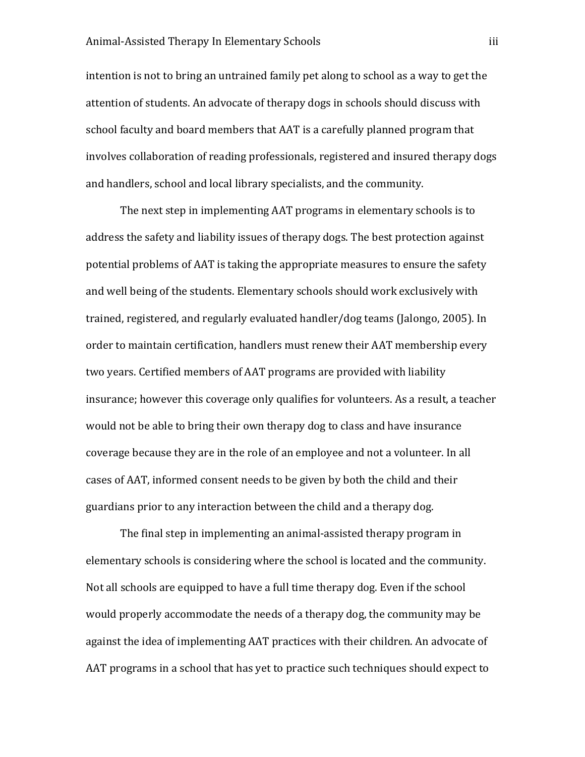intention is not to bring an untrained family pet along to school as a way to get the attention of students. An advocate of therapy dogs in schools should discuss with school faculty and board members that AAT is a carefully planned program that involves collaboration of reading professionals, registered and insured therapy dogs and handlers, school and local library specialists, and the community.

The next step in implementing AAT programs in elementary schools is to address the safety and liability issues of therapy dogs. The best protection against potential problems of AAT is taking the appropriate measures to ensure the safety and well being of the students. Elementary schools should work exclusively with trained, registered, and regularly evaluated handler/dog teams (Jalongo, 2005). In order to maintain certification, handlers must renew their AAT membership every two years. Certified members of AAT programs are provided with liability insurance; however this coverage only qualifies for volunteers. As a result, a teacher would not be able to bring their own therapy dog to class and have insurance coverage because they are in the role of an employee and not a volunteer. In all cases of AAT, informed consent needs to be given by both the child and their guardians prior to any interaction between the child and a therapy dog.

The final step in implementing an animal-assisted therapy program in elementary schools is considering where the school is located and the community. Not all schools are equipped to have a full time therapy dog. Even if the school would properly accommodate the needs of a therapy dog, the community may be against the idea of implementing AAT practices with their children. An advocate of AAT programs in a school that has yet to practice such techniques should expect to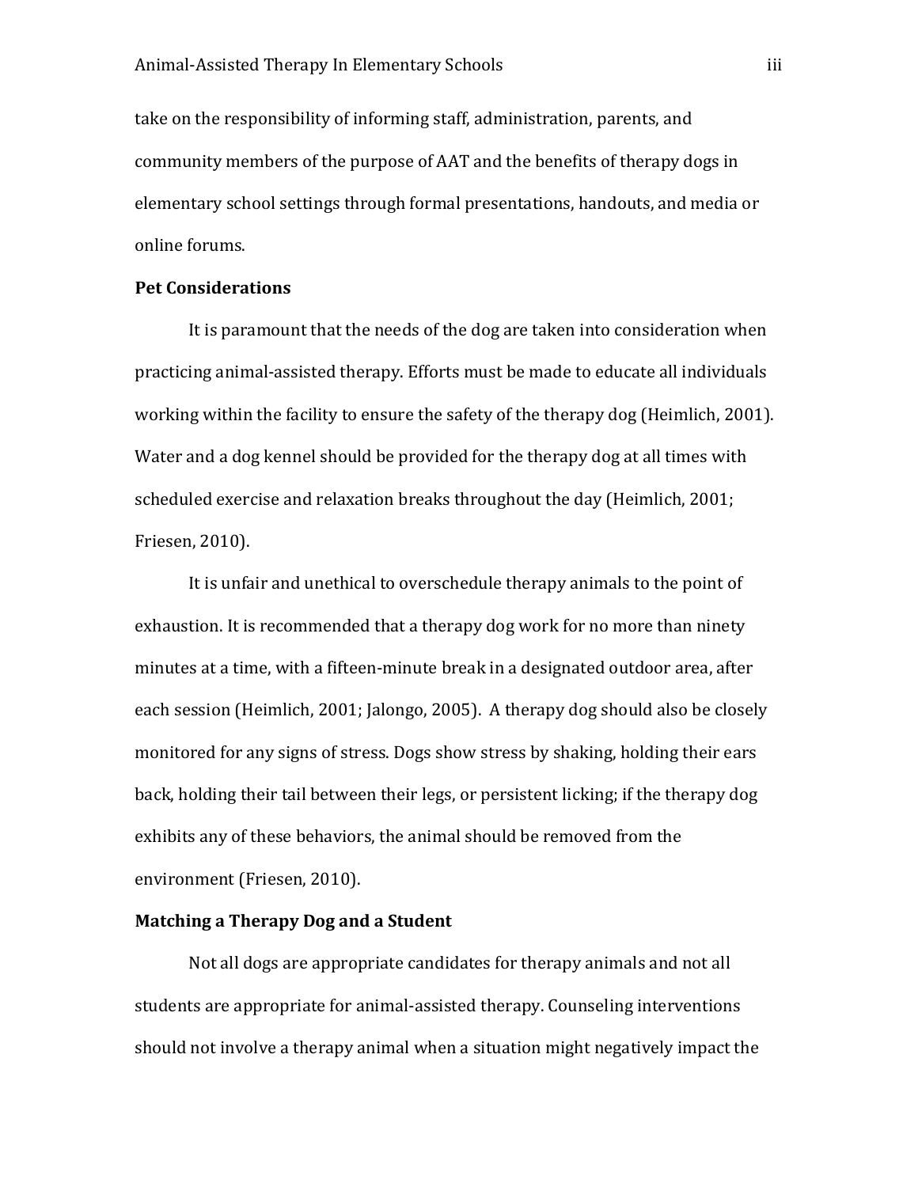take on the responsibility of informing staff, administration, parents, and community members of the purpose of AAT and the benefits of therapy dogs in elementary school settings through formal presentations, handouts, and media or online forums.

**Pet Considerations**

It is paramount that the needs of the dog are taken into consideration when practicing animal-assisted therapy. Efforts must be made to educate all individuals working within the facility to ensure the safety of the therapy dog (Heimlich, 2001). Water and a dog kennel should be provided for the therapy dog at all times with scheduled exercise and relaxation breaks throughout the day (Heimlich, 2001; Friesen, 2010).

It is unfair and unethical to overschedule therapy animals to the point of exhaustion. It is recommended that a therapy dog work for no more than ninety minutes at a time, with a fifteen-minute break in a designated outdoor area, after each session (Heimlich, 2001; Jalongo, 2005). A therapy dog should also be closely monitored for any signs of stress. Dogs show stress by shaking, holding their ears back, holding their tail between their legs, or persistent licking; if the therapy dog exhibits any of these behaviors, the animal should be removed from the environment (Friesen, 2010).

**Matching a Therapy Dog and a Student**

Not all dogs are appropriate candidates for therapy animals and not all students are appropriate for animal-assisted therapy. Counseling interventions should not involve a therapy animal when a situation might negatively impact the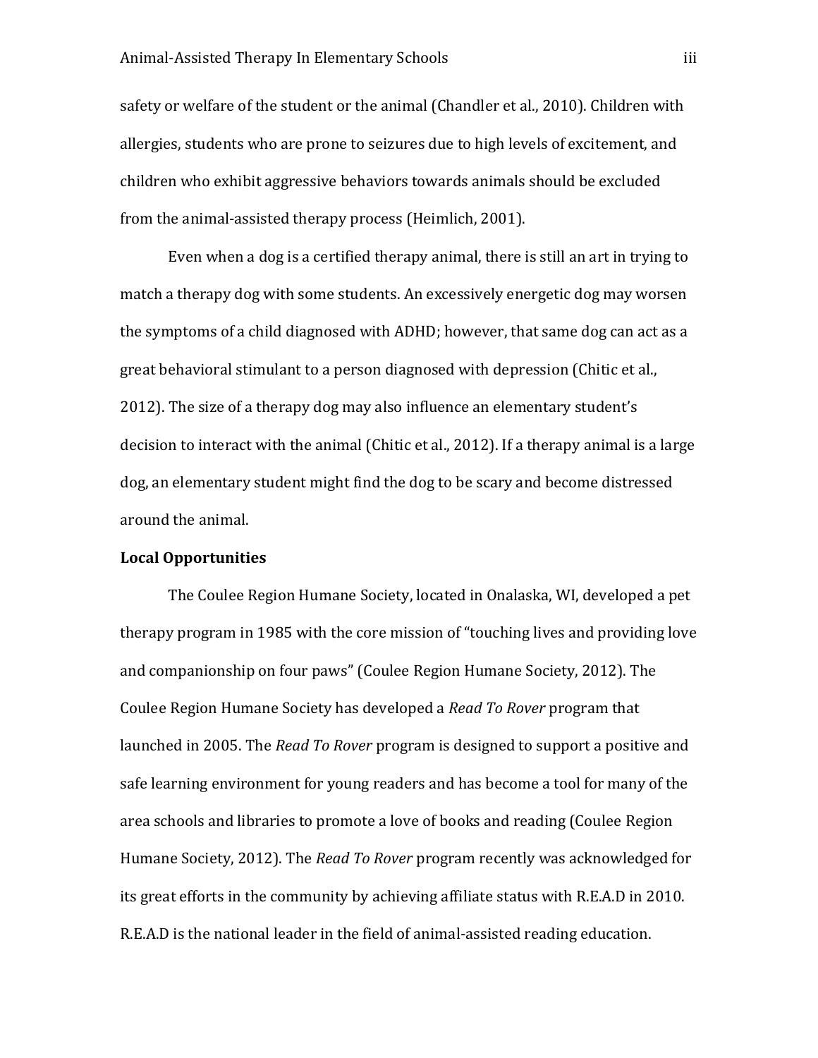safety or welfare of the student or the animal (Chandler et al., 2010). Children with allergies, students who are prone to seizures due to high levels of excitement, and children who exhibit aggressive behaviors towards animals should be excluded from the animal-assisted therapy process (Heimlich, 2001).

Even when a dog is a certified therapy animal, there is still an art in trying to match a therapy dog with some students. An excessively energetic dog may worsen the symptoms of a child diagnosed with ADHD; however, that same dog can act as a great behavioral stimulant to a person diagnosed with depression (Chitic et al., 2012). The size of a therapy dog may also influence an elementary student's decision to interact with the animal (Chitic et al., 2012). If a therapy animal is a large dog, an elementary student might find the dog to be scary and become distressed around the animal.

**Local Opportunities**

The Coulee Region Humane Society, located in Onalaska, WI, developed a pet therapy program in 1985 with the core mission of "touching lives and providing love and companionship on four paws" (Coulee Region Humane Society, 2012). The Coulee Region Humane Society has developed a *Read To Rover* program that launched in 2005. The *Read To Rover* program is designed to support a positive and safe learning environment for young readers and has become a tool for many of the area schools and libraries to promote a love of books and reading (Coulee Region Humane Society, 2012). The *Read To Rover* program recently was acknowledged for its great efforts in the community by achieving affiliate status with R.E.A.D in 2010. R.E.A.D is the national leader in the field of animal-assisted reading education.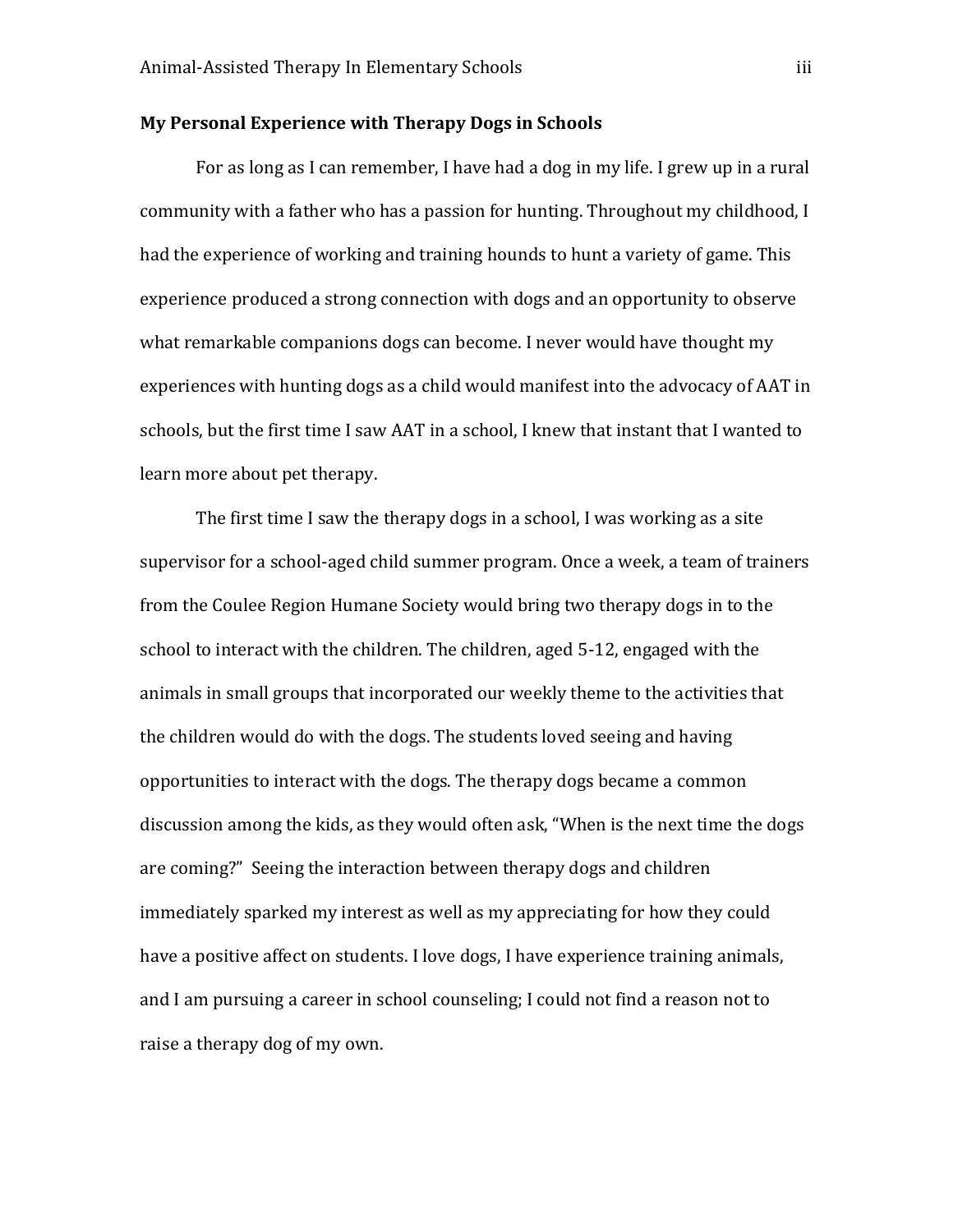**My Personal Experience with Therapy Dogs in Schools**

For as long as I can remember, I have had a dog in my life. I grew up in a rural community with a father who has a passion for hunting. Throughout my childhood, I had the experience of working and training hounds to hunt a variety of game. This experience produced a strong connection with dogs and an opportunity to observe what remarkable companions dogs can become. I never would have thought my experiences with hunting dogs as a child would manifest into the advocacy of AAT in schools, but the first time I saw AAT in a school, I knew that instant that I wanted to learn more about pet therapy.

The first time I saw the therapy dogs in a school, I was working as a site supervisor for a school-aged child summer program. Once a week, a team of trainers from the Coulee Region Humane Society would bring two therapy dogs in to the school to interact with the children. The children, aged 5-12, engaged with the animals in small groups that incorporated our weekly theme to the activities that the children would do with the dogs. The students loved seeing and having opportunities to interact with the dogs. The therapy dogs became a common discussion among the kids, as they would often ask, "When is the next time the dogs are coming?" Seeing the interaction between therapy dogs and children immediately sparked my interest as well as my appreciating for how they could have a positive affect on students. I love dogs, I have experience training animals, and I am pursuing a career in school counseling; I could not find a reason not to raise a therapy dog of my own.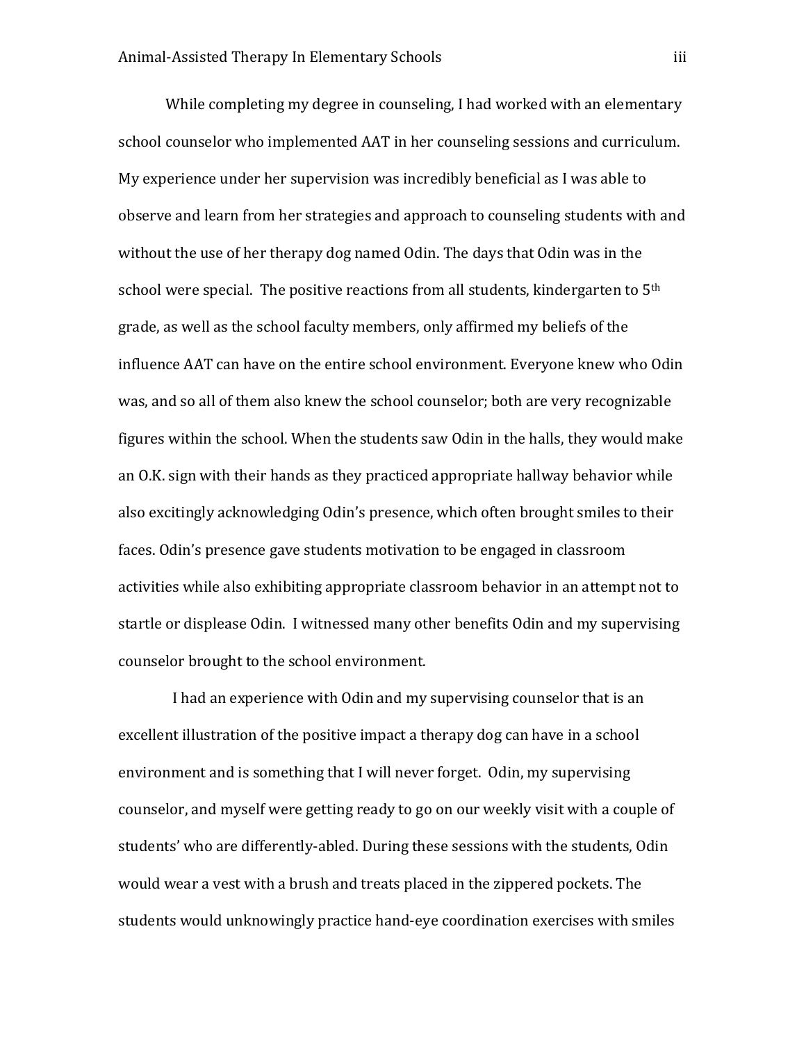While completing my degree in counseling, I had worked with an elementary school counselor who implemented AAT in her counseling sessions and curriculum. My experience under her supervision was incredibly beneficial as I was able to observe and learn from her strategies and approach to counseling students with and without the use of her therapy dog named Odin. The days that Odin was in the school were special.  The positive reactions from all students, kindergarten to 5th grade, as well as the school faculty members, only affirmed my beliefs of the influence AAT can have on the entire school environment. Everyone knew who Odin was, and so all of them also knew the school counselor; both are very recognizable figures within the school. When the students saw Odin in the halls, they would make an O.K. sign with their hands as they practiced appropriate hallway behavior while also excitingly acknowledging Odin's presence, which often brought smiles to their faces. Odin's presence gave students motivation to be engaged in classroom activities while also exhibiting appropriate classroom behavior in an attempt not to startle or displease Odin.  I witnessed many other benefits Odin and my supervising counselor brought to the school environment.

I had an experience with Odin and my supervising counselor that is an excellent illustration of the positive impact a therapy dog can have in a school environment and is something that I will never forget.  Odin, my supervising counselor, and myself were getting ready to go on our weekly visit with a couple of students' who are differently-abled. During these sessions with the students, Odin would wear a vest with a brush and treats placed in the zippered pockets. The students would unknowingly practice hand-eye coordination exercises with smiles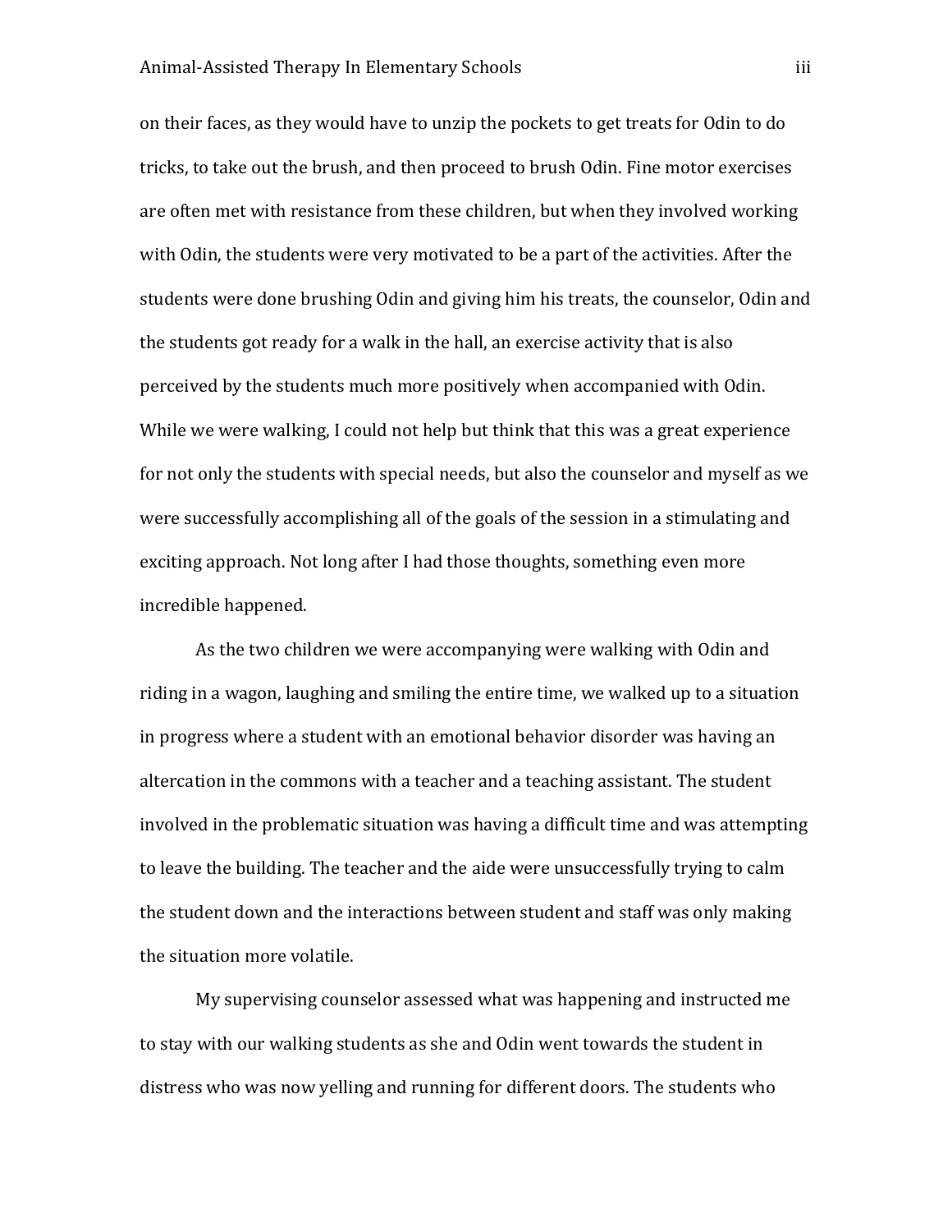on their faces, as they would have to unzip the pockets to get treats for Odin to do tricks, to take out the brush, and then proceed to brush Odin. Fine motor exercises are often met with resistance from these children, but when they involved working with Odin, the students were very motivated to be a part of the activities. After the students were done brushing Odin and giving him his treats, the counselor, Odin and the students got ready for a walk in the hall, an exercise activity that is also perceived by the students much more positively when accompanied with Odin. While we were walking, I could not help but think that this was a great experience for not only the students with special needs, but also the counselor and myself as we were successfully accomplishing all of the goals of the session in a stimulating and exciting approach. Not long after I had those thoughts, something even more incredible happened.

As the two children we were accompanying were walking with Odin and riding in a wagon, laughing and smiling the entire time, we walked up to a situation in progress where a student with an emotional behavior disorder was having an altercation in the commons with a teacher and a teaching assistant. The student involved in the problematic situation was having a difficult time and was attempting to leave the building. The teacher and the aide were unsuccessfully trying to calm the student down and the interactions between student and staff was only making the situation more volatile.

My supervising counselor assessed what was happening and instructed me to stay with our walking students as she and Odin went towards the student in distress who was now yelling and running for different doors. The students who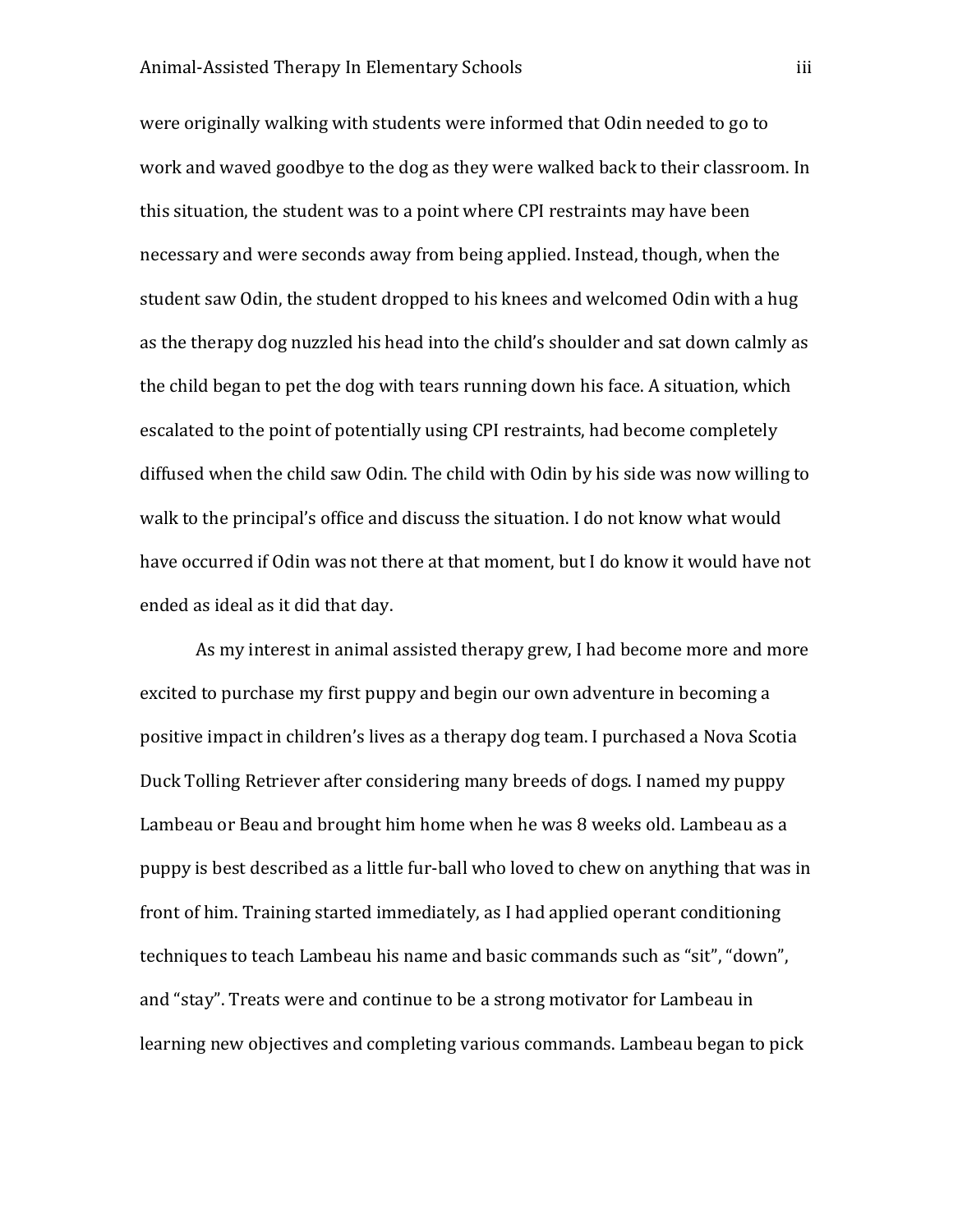were originally walking with students were informed that Odin needed to go to work and waved goodbye to the dog as they were walked back to their classroom. In this situation, the student was to a point where CPI restraints may have been necessary and were seconds away from being applied. Instead, though, when the student saw Odin, the student dropped to his knees and welcomed Odin with a hug as the therapy dog nuzzled his head into the child's shoulder and sat down calmly as the child began to pet the dog with tears running down his face. A situation, which escalated to the point of potentially using CPI restraints, had become completely diffused when the child saw Odin. The child with Odin by his side was now willing to walk to the principal's office and discuss the situation. I do not know what would have occurred if Odin was not there at that moment, but I do know it would have not ended as ideal as it did that day.

As my interest in animal assisted therapy grew, I had become more and more excited to purchase my first puppy and begin our own adventure in becoming a positive impact in children's lives as a therapy dog team. I purchased a Nova Scotia Duck Tolling Retriever after considering many breeds of dogs. I named my puppy Lambeau or Beau and brought him home when he was 8 weeks old. Lambeau as a puppy is best described as a little fur-ball who loved to chew on anything that was in front of him. Training started immediately, as I had applied operant conditioning techniques to teach Lambeau his name and basic commands such as "sit", "down", and "stay". Treats were and continue to be a strong motivator for Lambeau in learning new objectives and completing various commands. Lambeau began to pick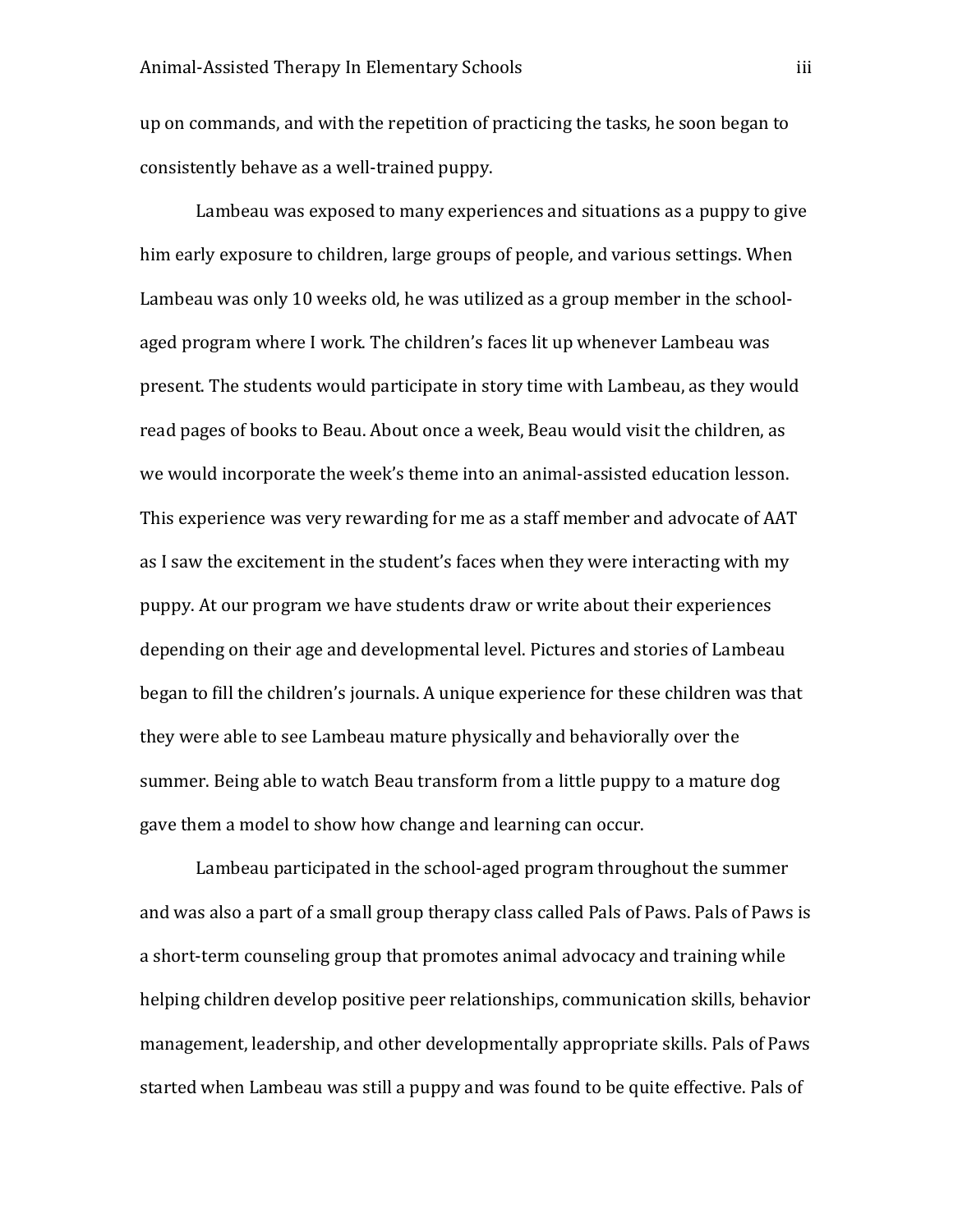up on commands, and with the repetition of practicing the tasks, he soon began to consistently behave as a well-trained puppy.

Lambeau was exposed to many experiences and situations as a puppy to give him early exposure to children, large groups of people, and various settings. When Lambeau was only 10 weeks old, he was utilized as a group member in the school-aged program where I work. The children's faces lit up whenever Lambeau was present. The students would participate in story time with Lambeau, as they would read pages of books to Beau. About once a week, Beau would visit the children, as we would incorporate the week's theme into an animal-assisted education lesson. This experience was very rewarding for me as a staff member and advocate of AAT as I saw the excitement in the student's faces when they were interacting with my puppy. At our program we have students draw or write about their experiences depending on their age and developmental level. Pictures and stories of Lambeau began to fill the children's journals. A unique experience for these children was that they were able to see Lambeau mature physically and behaviorally over the summer. Being able to watch Beau transform from a little puppy to a mature dog gave them a model to show how change and learning can occur.

Lambeau participated in the school-aged program throughout the summer and was also a part of a small group therapy class called Pals of Paws. Pals of Paws is a short-term counseling group that promotes animal advocacy and training while helping children develop positive peer relationships, communication skills, behavior management, leadership, and other developmentally appropriate skills. Pals of Paws started when Lambeau was still a puppy and was found to be quite effective. Pals of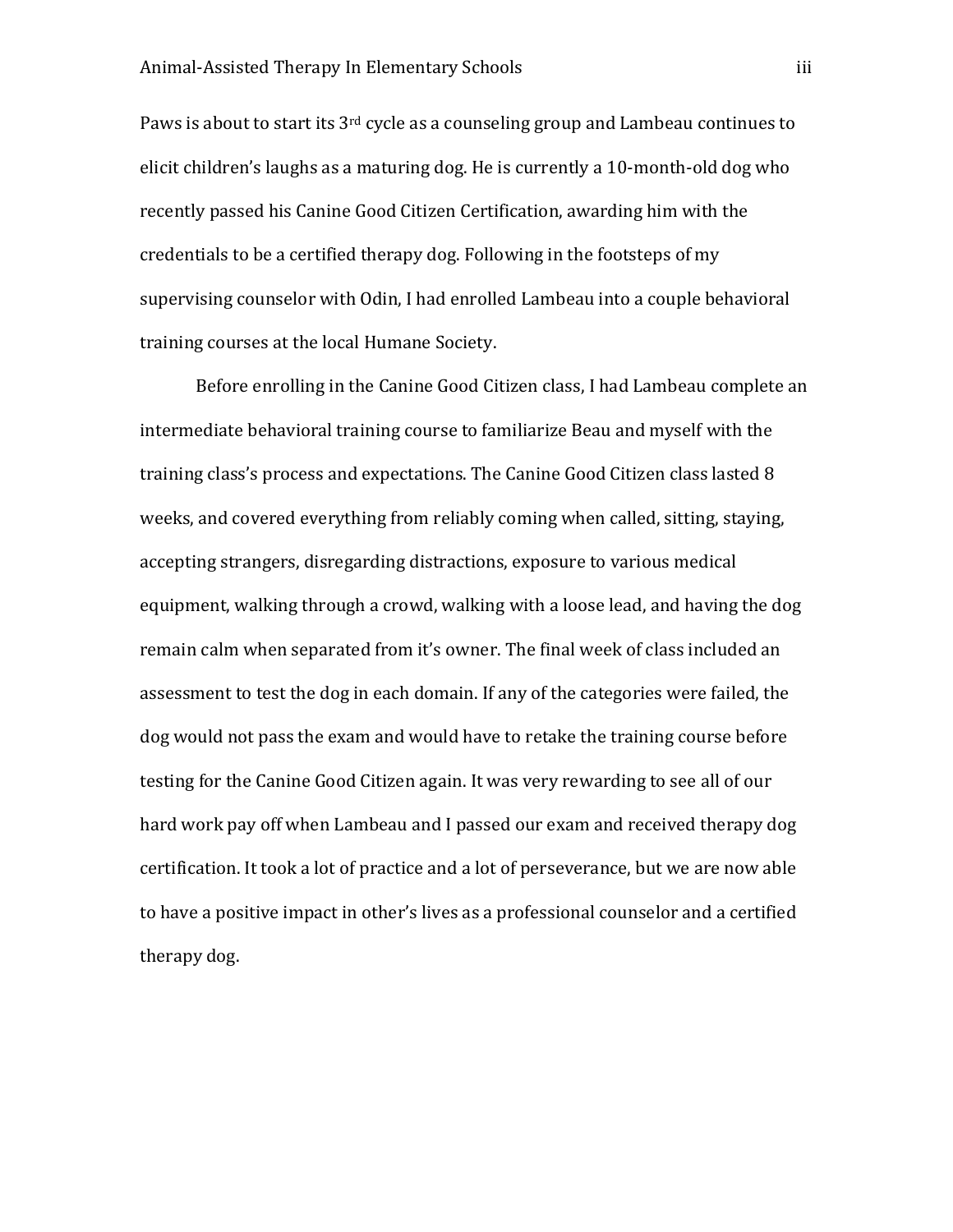Paws is about to start its 3rd cycle as a counseling group and Lambeau continues to elicit children's laughs as a maturing dog. He is currently a 10-month-old dog who recently passed his Canine Good Citizen Certification, awarding him with the credentials to be a certified therapy dog. Following in the footsteps of my supervising counselor with Odin, I had enrolled Lambeau into a couple behavioral training courses at the local Humane Society.

Before enrolling in the Canine Good Citizen class, I had Lambeau complete an intermediate behavioral training course to familiarize Beau and myself with the training class's process and expectations. The Canine Good Citizen class lasted 8 weeks, and covered everything from reliably coming when called, sitting, staying, accepting strangers, disregarding distractions, exposure to various medical equipment, walking through a crowd, walking with a loose lead, and having the dog remain calm when separated from it's owner. The final week of class included an assessment to test the dog in each domain. If any of the categories were failed, the dog would not pass the exam and would have to retake the training course before testing for the Canine Good Citizen again. It was very rewarding to see all of our hard work pay off when Lambeau and I passed our exam and received therapy dog certification. It took a lot of practice and a lot of perseverance, but we are now able to have a positive impact in other's lives as a professional counselor and a certified therapy dog.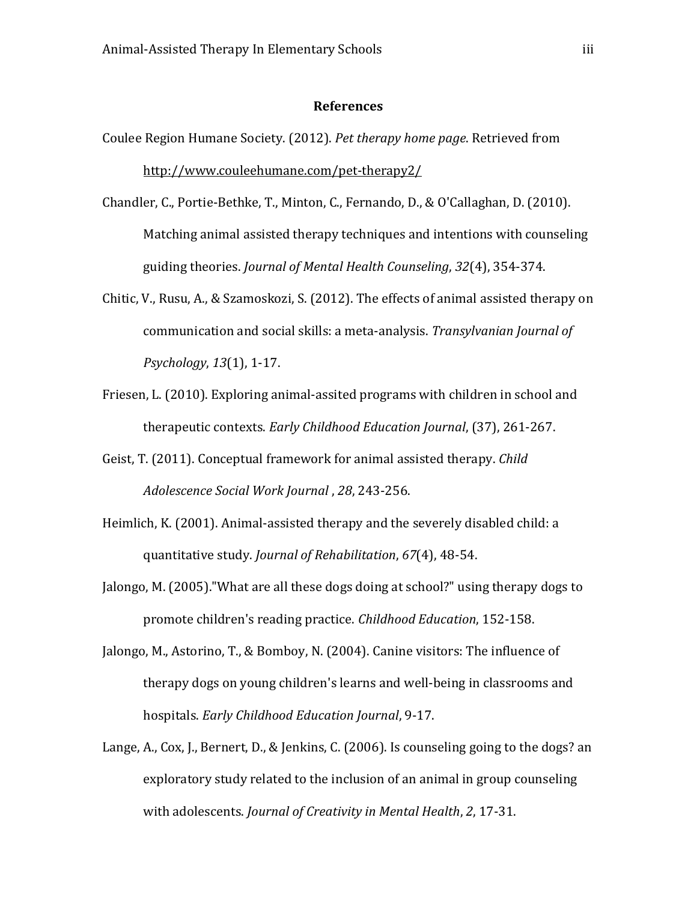## References

Coulee Region Humane Society. (2012). *Pet therapy home page*. Retrieved from http://www.couleehumane.com/pet-therapy2/

Chandler, C., Portie-Bethke, T., Minton, C., Fernando, D., & O'Callaghan, D. (2010). Matching animal assisted therapy techniques and intentions with counseling guiding theories. *Journal of Mental Health Counseling*, *32*(4), 354-374.

Chitic, V., Rusu, A., & Szamoskozi, S. (2012). The effects of animal assisted therapy on communication and social skills: a meta-analysis. *Transylvanian Journal of Psychology*, *13*(1), 1-17.

Friesen, L. (2010). Exploring animal-assited programs with children in school and therapeutic contexts. *Early Childhood Education Journal*, (37), 261-267.

Geist, T. (2011). Conceptual framework for animal assisted therapy. *Child Adolescence Social Work Journal* , *28*, 243-256.

Heimlich, K. (2001). Animal-assisted therapy and the severely disabled child: a quantitative study. *Journal of Rehabilitation*, *67*(4), 48-54.

Jalongo, M. (2005)."What are all these dogs doing at school?" using therapy dogs to promote children's reading practice. *Childhood Education*, 152-158.

Jalongo, M., Astorino, T., & Bomboy, N. (2004). Canine visitors: The influence of therapy dogs on young children's learns and well-being in classrooms and hospitals. *Early Childhood Education Journal*, 9-17.

Lange, A., Cox, J., Bernert, D., & Jenkins, C. (2006). Is counseling going to the dogs? an exploratory study related to the inclusion of an animal in group counseling with adolescents. *Journal of Creativity in Mental Health*, *2*, 17-31.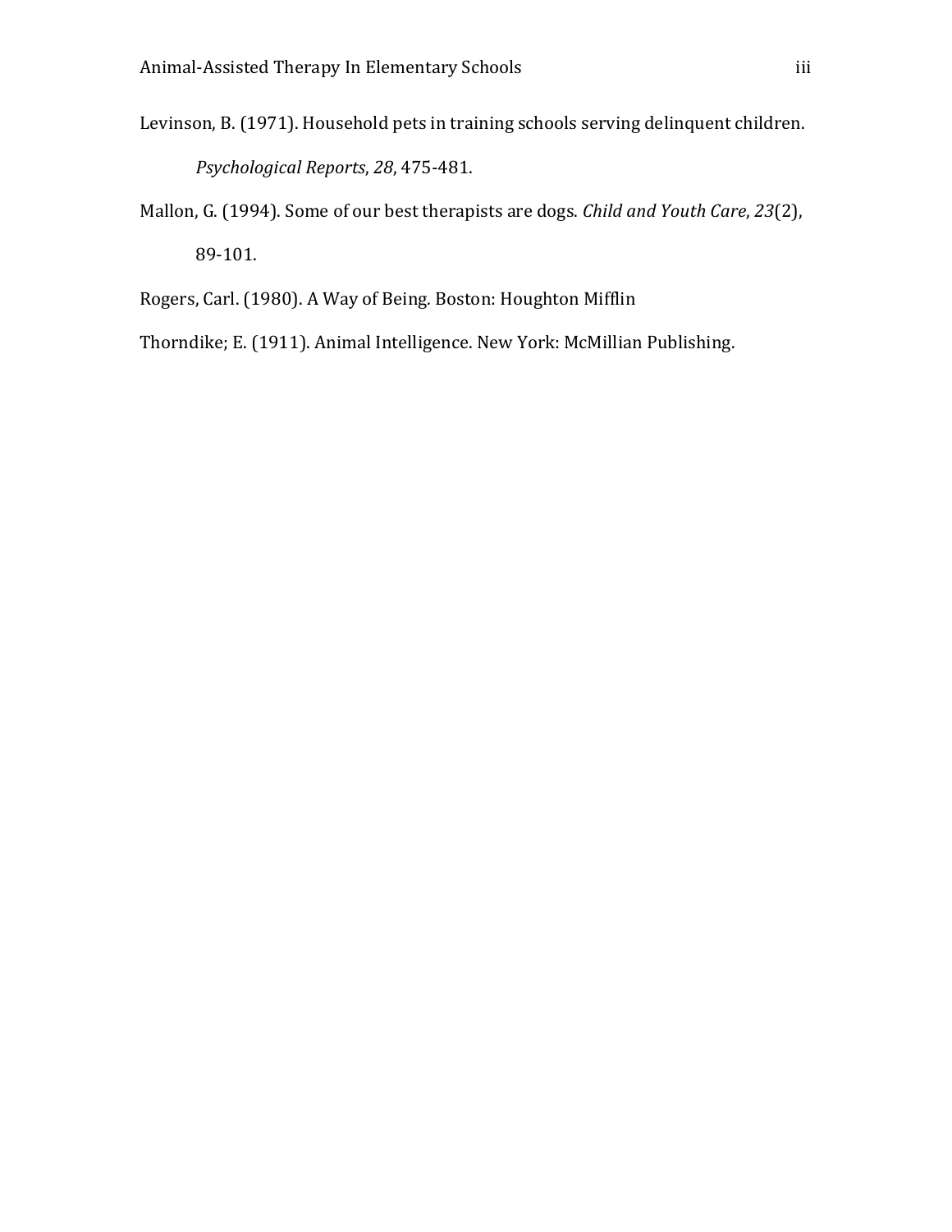Levinson, B. (1971). Household pets in training schools serving delinquent children. *Psychological Reports*, *28*, 475-481.

Mallon, G. (1994). Some of our best therapists are dogs. *Child and Youth Care*, *23*(2), 89-101.

Rogers, Carl. (1980). A Way of Being. Boston: Houghton Mifflin

Thorndike; E. (1911). Animal Intelligence. New York: McMillian Publishing.